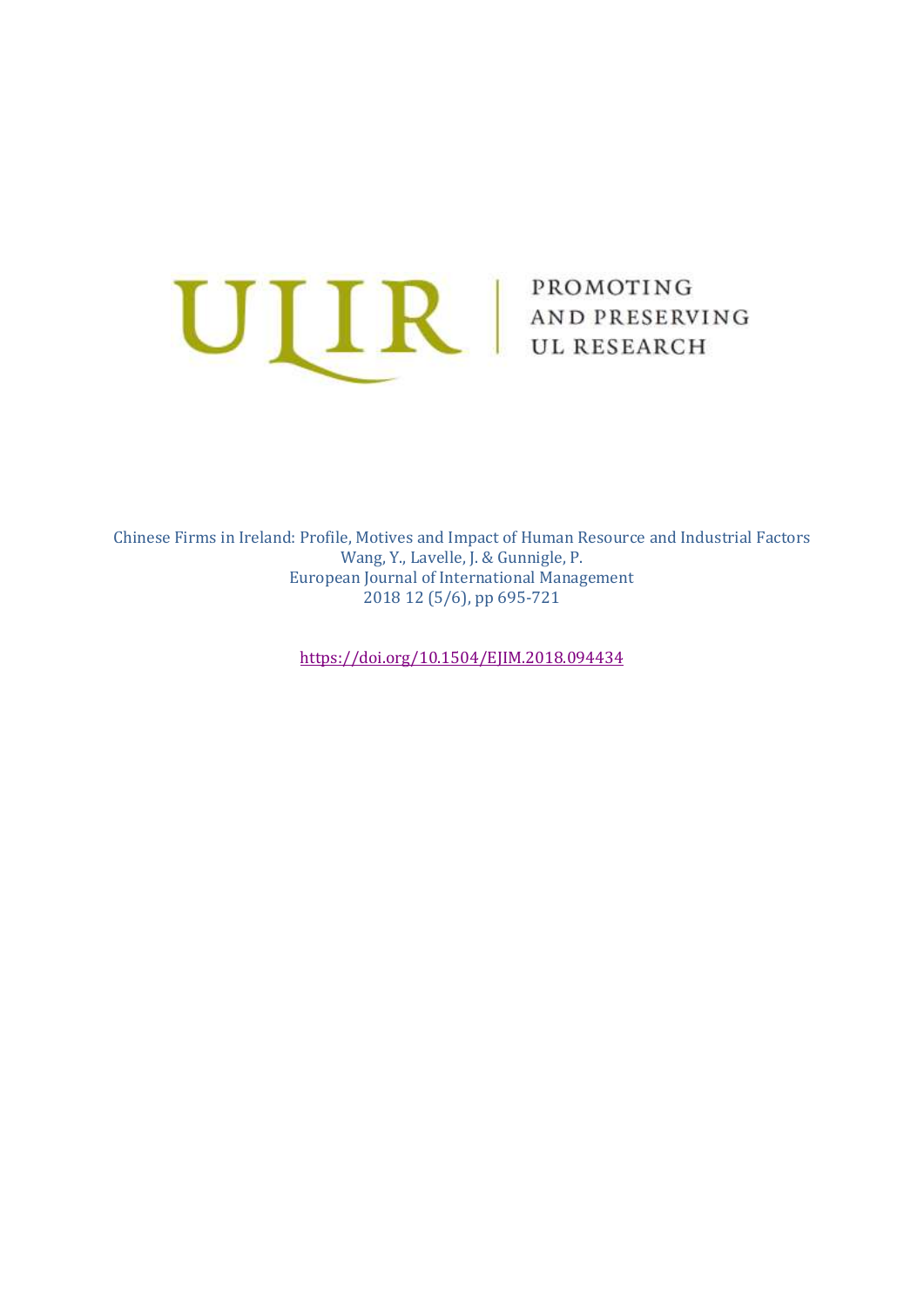ULIR | PROMOTING AND PRESERVING UL RESEARCH

Chinese Firms in Ireland: Profile, Motives and Impact of Human Resource and Industrial Factors
Wang, Y., Lavelle, J. & Gunnigle, P.
European Journal of International Management
2018 12 (5/6), pp 695-721

https://doi.org/10.1504/EJIM.2018.094434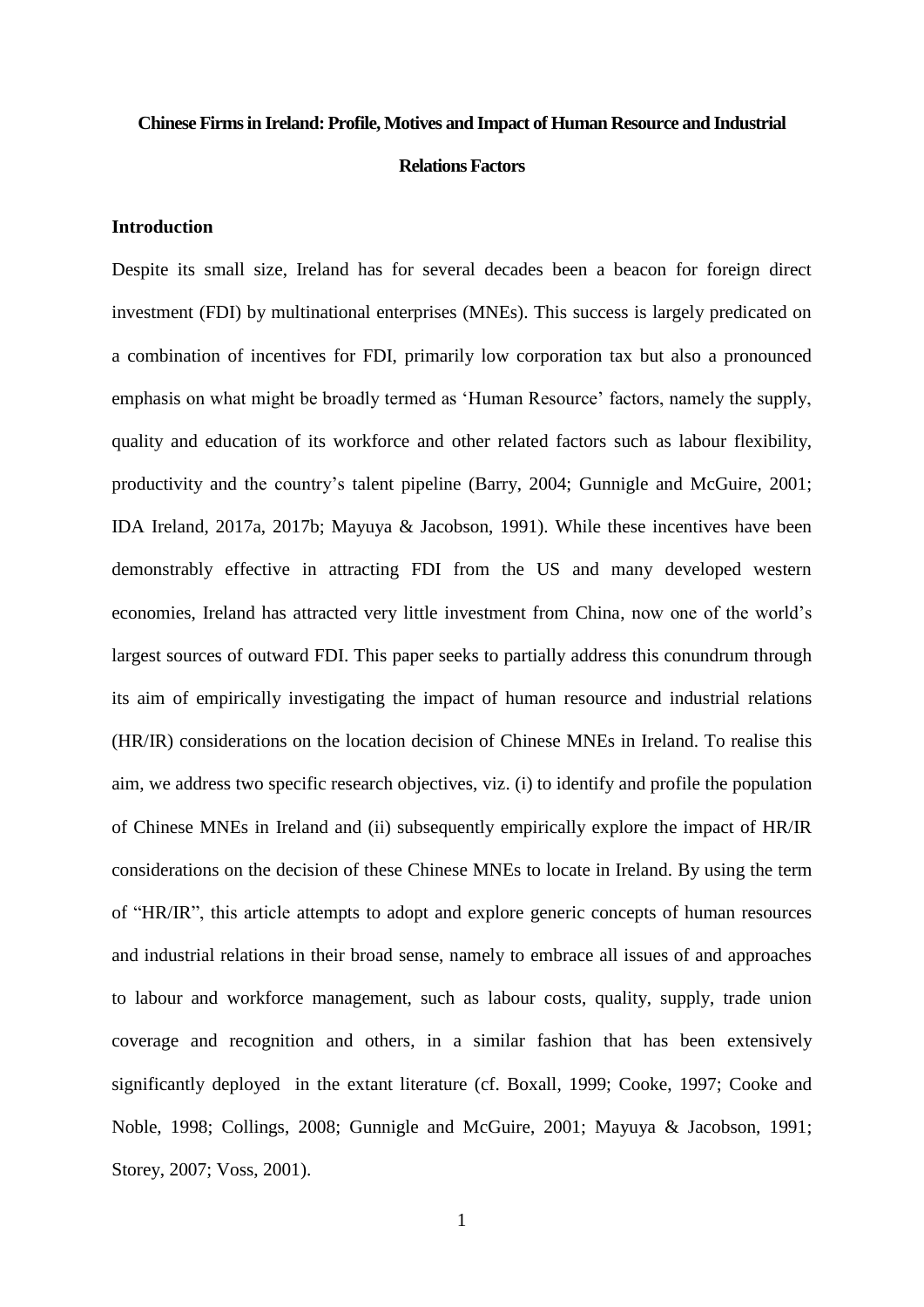# Chinese Firms in Ireland: Profile, Motives and Impact of Human Resource and Industrial Relations Factors

## Introduction

Despite its small size, Ireland has for several decades been a beacon for foreign direct investment (FDI) by multinational enterprises (MNEs). This success is largely predicated on a combination of incentives for FDI, primarily low corporation tax but also a pronounced emphasis on what might be broadly termed as 'Human Resource' factors, namely the supply, quality and education of its workforce and other related factors such as labour flexibility, productivity and the country's talent pipeline (Barry, 2004; Gunnigle and McGuire, 2001; IDA Ireland, 2017a, 2017b; Mayuya & Jacobson, 1991). While these incentives have been demonstrably effective in attracting FDI from the US and many developed western economies, Ireland has attracted very little investment from China, now one of the world's largest sources of outward FDI. This paper seeks to partially address this conundrum through its aim of empirically investigating the impact of human resource and industrial relations (HR/IR) considerations on the location decision of Chinese MNEs in Ireland. To realise this aim, we address two specific research objectives, viz. (i) to identify and profile the population of Chinese MNEs in Ireland and (ii) subsequently empirically explore the impact of HR/IR considerations on the decision of these Chinese MNEs to locate in Ireland. By using the term of "HR/IR", this article attempts to adopt and explore generic concepts of human resources and industrial relations in their broad sense, namely to embrace all issues of and approaches to labour and workforce management, such as labour costs, quality, supply, trade union coverage and recognition and others, in a similar fashion that has been extensively significantly deployed in the extant literature (cf. Boxall, 1999; Cooke, 1997; Cooke and Noble, 1998; Collings, 2008; Gunnigle and McGuire, 2001; Mayuya & Jacobson, 1991; Storey, 2007; Voss, 2001).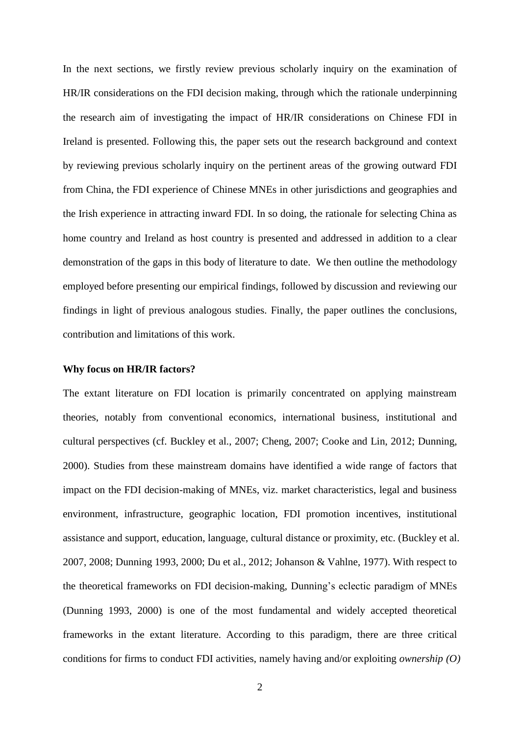In the next sections, we firstly review previous scholarly inquiry on the examination of HR/IR considerations on the FDI decision making, through which the rationale underpinning the research aim of investigating the impact of HR/IR considerations on Chinese FDI in Ireland is presented. Following this, the paper sets out the research background and context by reviewing previous scholarly inquiry on the pertinent areas of the growing outward FDI from China, the FDI experience of Chinese MNEs in other jurisdictions and geographies and the Irish experience in attracting inward FDI. In so doing, the rationale for selecting China as home country and Ireland as host country is presented and addressed in addition to a clear demonstration of the gaps in this body of literature to date. We then outline the methodology employed before presenting our empirical findings, followed by discussion and reviewing our findings in light of previous analogous studies. Finally, the paper outlines the conclusions, contribution and limitations of this work.

**Why focus on HR/IR factors?**

The extant literature on FDI location is primarily concentrated on applying mainstream theories, notably from conventional economics, international business, institutional and cultural perspectives (cf. Buckley et al., 2007; Cheng, 2007; Cooke and Lin, 2012; Dunning, 2000). Studies from these mainstream domains have identified a wide range of factors that impact on the FDI decision-making of MNEs, viz. market characteristics, legal and business environment, infrastructure, geographic location, FDI promotion incentives, institutional assistance and support, education, language, cultural distance or proximity, etc. (Buckley et al. 2007, 2008; Dunning 1993, 2000; Du et al., 2012; Johanson & Vahlne, 1977). With respect to the theoretical frameworks on FDI decision-making, Dunning's eclectic paradigm of MNEs (Dunning 1993, 2000) is one of the most fundamental and widely accepted theoretical frameworks in the extant literature. According to this paradigm, there are three critical conditions for firms to conduct FDI activities, namely having and/or exploiting *ownership (O)*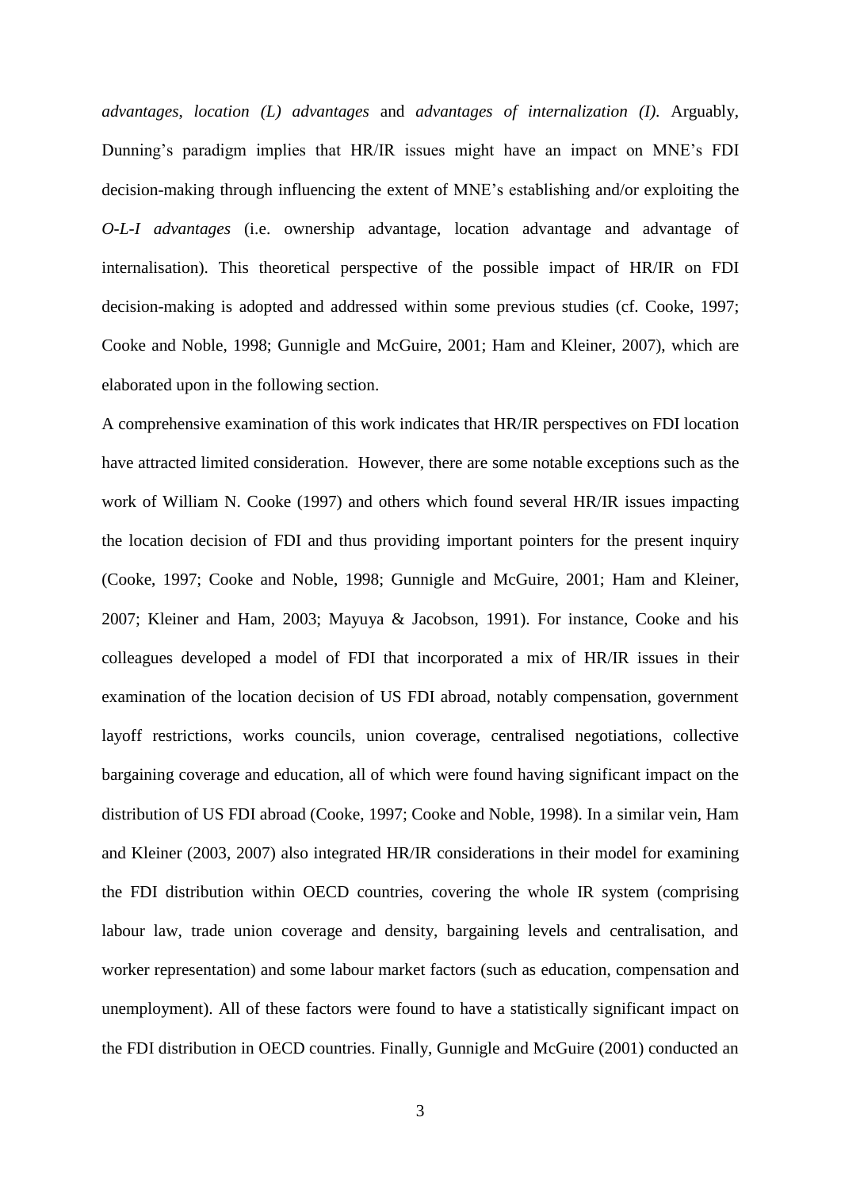*advantages*, *location (L) advantages* and *advantages of internalization (I)*. Arguably, Dunning's paradigm implies that HR/IR issues might have an impact on MNE's FDI decision-making through influencing the extent of MNE's establishing and/or exploiting the *O-L-I advantages* (i.e. ownership advantage, location advantage and advantage of internalisation). This theoretical perspective of the possible impact of HR/IR on FDI decision-making is adopted and addressed within some previous studies (cf. Cooke, 1997; Cooke and Noble, 1998; Gunnigle and McGuire, 2001; Ham and Kleiner, 2007), which are elaborated upon in the following section.

A comprehensive examination of this work indicates that HR/IR perspectives on FDI location have attracted limited consideration. However, there are some notable exceptions such as the work of William N. Cooke (1997) and others which found several HR/IR issues impacting the location decision of FDI and thus providing important pointers for the present inquiry (Cooke, 1997; Cooke and Noble, 1998; Gunnigle and McGuire, 2001; Ham and Kleiner, 2007; Kleiner and Ham, 2003; Mayuya & Jacobson, 1991). For instance, Cooke and his colleagues developed a model of FDI that incorporated a mix of HR/IR issues in their examination of the location decision of US FDI abroad, notably compensation, government layoff restrictions, works councils, union coverage, centralised negotiations, collective bargaining coverage and education, all of which were found having significant impact on the distribution of US FDI abroad (Cooke, 1997; Cooke and Noble, 1998). In a similar vein, Ham and Kleiner (2003, 2007) also integrated HR/IR considerations in their model for examining the FDI distribution within OECD countries, covering the whole IR system (comprising labour law, trade union coverage and density, bargaining levels and centralisation, and worker representation) and some labour market factors (such as education, compensation and unemployment). All of these factors were found to have a statistically significant impact on the FDI distribution in OECD countries. Finally, Gunnigle and McGuire (2001) conducted an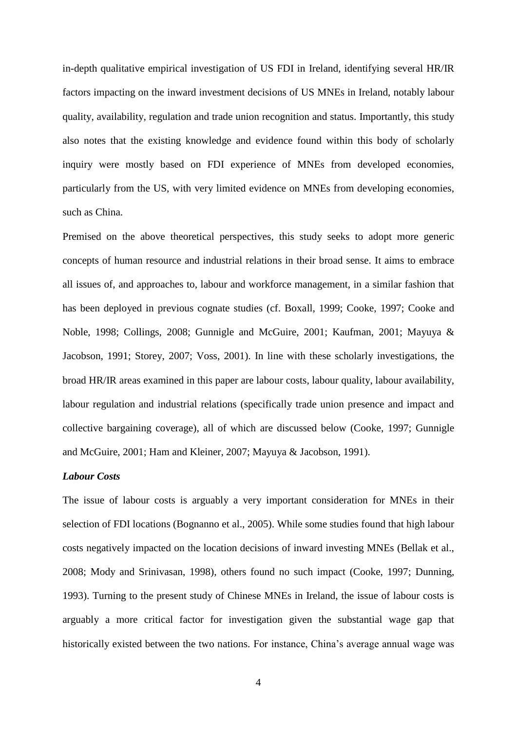in-depth qualitative empirical investigation of US FDI in Ireland, identifying several HR/IR factors impacting on the inward investment decisions of US MNEs in Ireland, notably labour quality, availability, regulation and trade union recognition and status. Importantly, this study also notes that the existing knowledge and evidence found within this body of scholarly inquiry were mostly based on FDI experience of MNEs from developed economies, particularly from the US, with very limited evidence on MNEs from developing economies, such as China.

Premised on the above theoretical perspectives, this study seeks to adopt more generic concepts of human resource and industrial relations in their broad sense. It aims to embrace all issues of, and approaches to, labour and workforce management, in a similar fashion that has been deployed in previous cognate studies (cf. Boxall, 1999; Cooke, 1997; Cooke and Noble, 1998; Collings, 2008; Gunnigle and McGuire, 2001; Kaufman, 2001; Mayuya & Jacobson, 1991; Storey, 2007; Voss, 2001). In line with these scholarly investigations, the broad HR/IR areas examined in this paper are labour costs, labour quality, labour availability, labour regulation and industrial relations (specifically trade union presence and impact and collective bargaining coverage), all of which are discussed below (Cooke, 1997; Gunnigle and McGuire, 2001; Ham and Kleiner, 2007; Mayuya & Jacobson, 1991).

***Labour Costs***

The issue of labour costs is arguably a very important consideration for MNEs in their selection of FDI locations (Bognanno et al., 2005). While some studies found that high labour costs negatively impacted on the location decisions of inward investing MNEs (Bellak et al., 2008; Mody and Srinivasan, 1998), others found no such impact (Cooke, 1997; Dunning, 1993). Turning to the present study of Chinese MNEs in Ireland, the issue of labour costs is arguably a more critical factor for investigation given the substantial wage gap that historically existed between the two nations. For instance, China's average annual wage was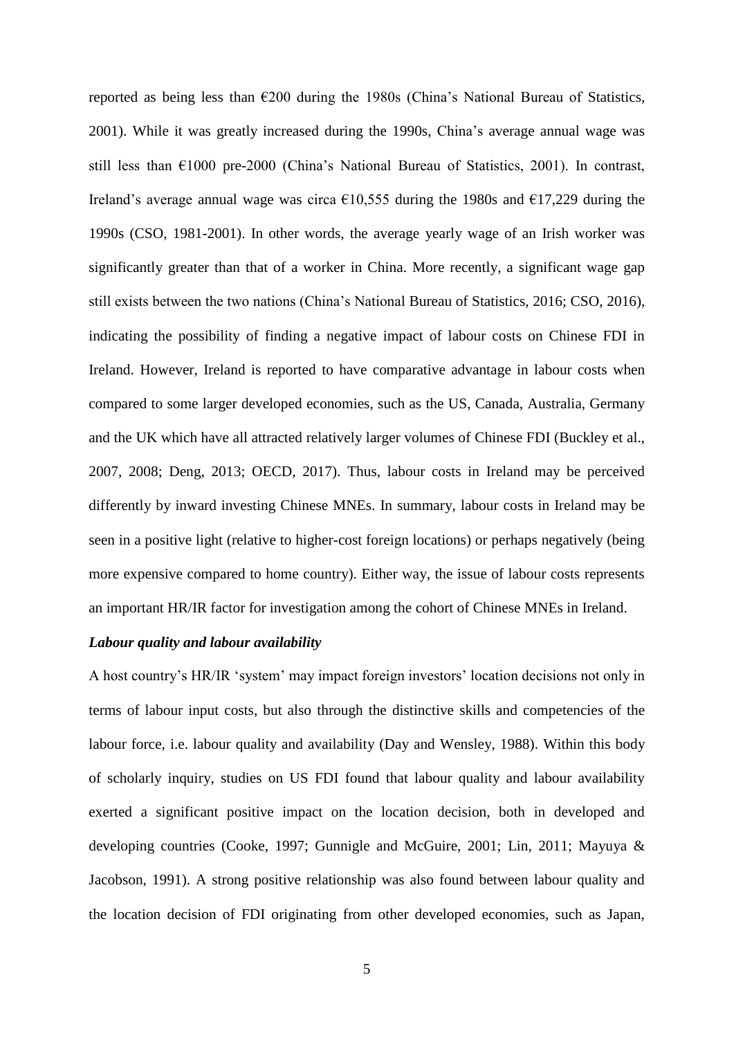reported as being less than €200 during the 1980s (China's National Bureau of Statistics, 2001). While it was greatly increased during the 1990s, China's average annual wage was still less than €1000 pre-2000 (China's National Bureau of Statistics, 2001). In contrast, Ireland's average annual wage was circa €10,555 during the 1980s and €17,229 during the 1990s (CSO, 1981-2001). In other words, the average yearly wage of an Irish worker was significantly greater than that of a worker in China. More recently, a significant wage gap still exists between the two nations (China's National Bureau of Statistics, 2016; CSO, 2016), indicating the possibility of finding a negative impact of labour costs on Chinese FDI in Ireland. However, Ireland is reported to have comparative advantage in labour costs when compared to some larger developed economies, such as the US, Canada, Australia, Germany and the UK which have all attracted relatively larger volumes of Chinese FDI (Buckley et al., 2007, 2008; Deng, 2013; OECD, 2017). Thus, labour costs in Ireland may be perceived differently by inward investing Chinese MNEs. In summary, labour costs in Ireland may be seen in a positive light (relative to higher-cost foreign locations) or perhaps negatively (being more expensive compared to home country). Either way, the issue of labour costs represents an important HR/IR factor for investigation among the cohort of Chinese MNEs in Ireland.

***Labour quality and labour availability***

A host country's HR/IR 'system' may impact foreign investors' location decisions not only in terms of labour input costs, but also through the distinctive skills and competencies of the labour force, i.e. labour quality and availability (Day and Wensley, 1988). Within this body of scholarly inquiry, studies on US FDI found that labour quality and labour availability exerted a significant positive impact on the location decision, both in developed and developing countries (Cooke, 1997; Gunnigle and McGuire, 2001; Lin, 2011; Mayuya & Jacobson, 1991). A strong positive relationship was also found between labour quality and the location decision of FDI originating from other developed economies, such as Japan,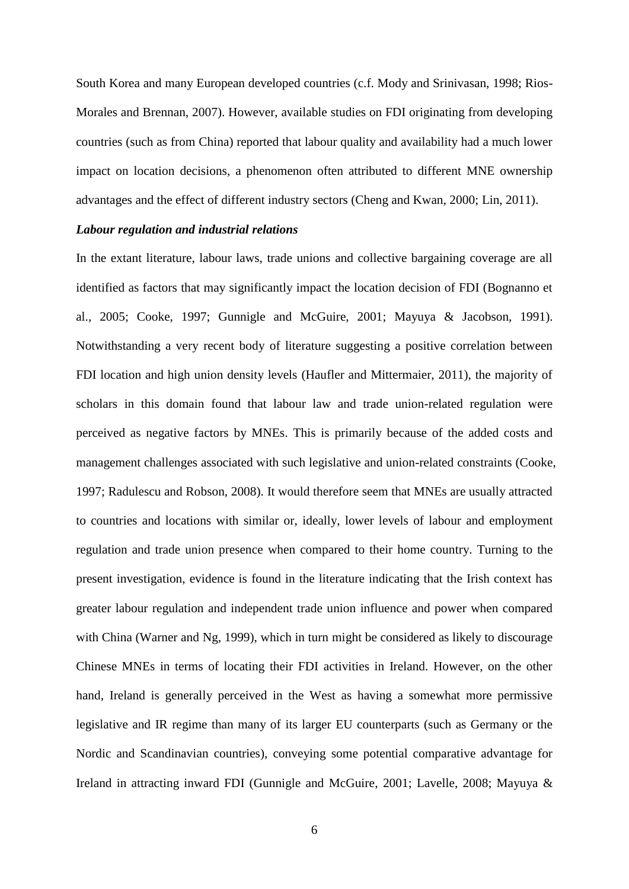South Korea and many European developed countries (c.f. Mody and Srinivasan, 1998; Rios-Morales and Brennan, 2007). However, available studies on FDI originating from developing countries (such as from China) reported that labour quality and availability had a much lower impact on location decisions, a phenomenon often attributed to different MNE ownership advantages and the effect of different industry sectors (Cheng and Kwan, 2000; Lin, 2011).

***Labour regulation and industrial relations***

In the extant literature, labour laws, trade unions and collective bargaining coverage are all identified as factors that may significantly impact the location decision of FDI (Bognanno et al., 2005; Cooke, 1997; Gunnigle and McGuire, 2001; Mayuya & Jacobson, 1991). Notwithstanding a very recent body of literature suggesting a positive correlation between FDI location and high union density levels (Haufler and Mittermaier, 2011), the majority of scholars in this domain found that labour law and trade union-related regulation were perceived as negative factors by MNEs. This is primarily because of the added costs and management challenges associated with such legislative and union-related constraints (Cooke, 1997; Radulescu and Robson, 2008). It would therefore seem that MNEs are usually attracted to countries and locations with similar or, ideally, lower levels of labour and employment regulation and trade union presence when compared to their home country. Turning to the present investigation, evidence is found in the literature indicating that the Irish context has greater labour regulation and independent trade union influence and power when compared with China (Warner and Ng, 1999), which in turn might be considered as likely to discourage Chinese MNEs in terms of locating their FDI activities in Ireland. However, on the other hand, Ireland is generally perceived in the West as having a somewhat more permissive legislative and IR regime than many of its larger EU counterparts (such as Germany or the Nordic and Scandinavian countries), conveying some potential comparative advantage for Ireland in attracting inward FDI (Gunnigle and McGuire, 2001; Lavelle, 2008; Mayuya &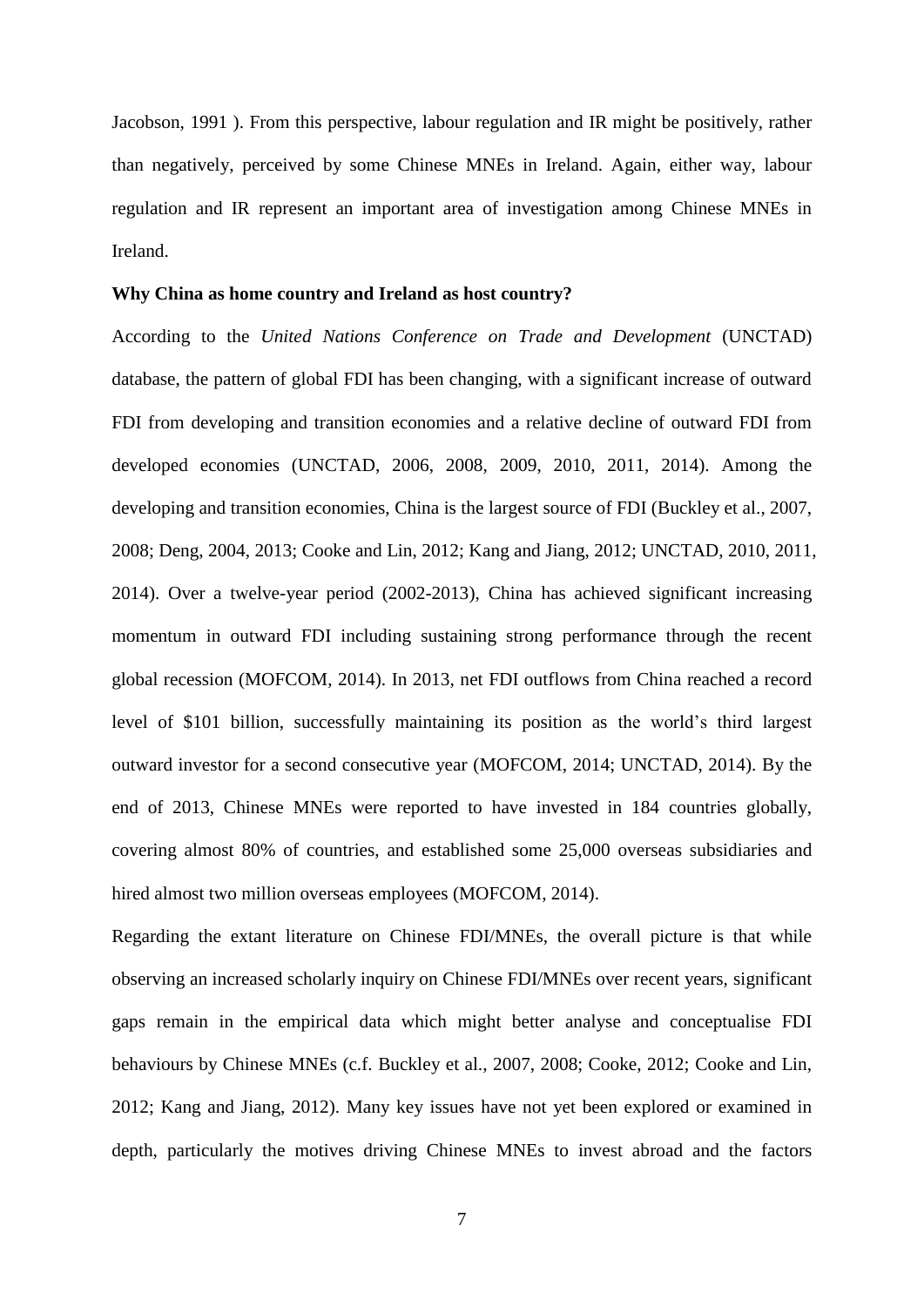Jacobson, 1991 ). From this perspective, labour regulation and IR might be positively, rather than negatively, perceived by some Chinese MNEs in Ireland. Again, either way, labour regulation and IR represent an important area of investigation among Chinese MNEs in Ireland.

**Why China as home country and Ireland as host country?**

According to the *United Nations Conference on Trade and Development* (UNCTAD) database, the pattern of global FDI has been changing, with a significant increase of outward FDI from developing and transition economies and a relative decline of outward FDI from developed economies (UNCTAD, 2006, 2008, 2009, 2010, 2011, 2014). Among the developing and transition economies, China is the largest source of FDI (Buckley et al., 2007, 2008; Deng, 2004, 2013; Cooke and Lin, 2012; Kang and Jiang, 2012; UNCTAD, 2010, 2011, 2014). Over a twelve-year period (2002-2013), China has achieved significant increasing momentum in outward FDI including sustaining strong performance through the recent global recession (MOFCOM, 2014). In 2013, net FDI outflows from China reached a record level of \$101 billion, successfully maintaining its position as the world's third largest outward investor for a second consecutive year (MOFCOM, 2014; UNCTAD, 2014). By the end of 2013, Chinese MNEs were reported to have invested in 184 countries globally, covering almost 80% of countries, and established some 25,000 overseas subsidiaries and hired almost two million overseas employees (MOFCOM, 2014).

Regarding the extant literature on Chinese FDI/MNEs, the overall picture is that while observing an increased scholarly inquiry on Chinese FDI/MNEs over recent years, significant gaps remain in the empirical data which might better analyse and conceptualise FDI behaviours by Chinese MNEs (c.f. Buckley et al., 2007, 2008; Cooke, 2012; Cooke and Lin, 2012; Kang and Jiang, 2012). Many key issues have not yet been explored or examined in depth, particularly the motives driving Chinese MNEs to invest abroad and the factors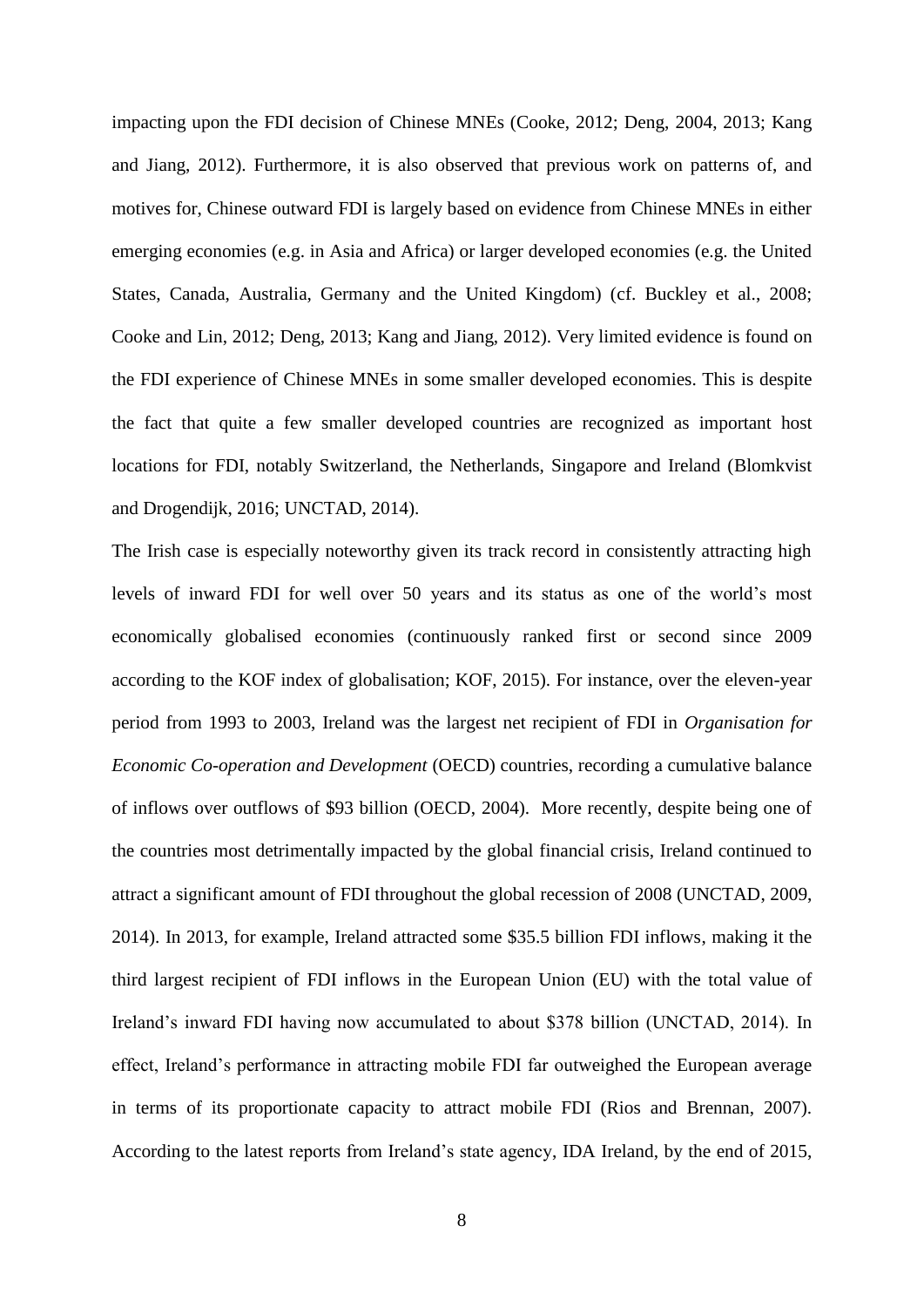impacting upon the FDI decision of Chinese MNEs (Cooke, 2012; Deng, 2004, 2013; Kang and Jiang, 2012). Furthermore, it is also observed that previous work on patterns of, and motives for, Chinese outward FDI is largely based on evidence from Chinese MNEs in either emerging economies (e.g. in Asia and Africa) or larger developed economies (e.g. the United States, Canada, Australia, Germany and the United Kingdom) (cf. Buckley et al., 2008; Cooke and Lin, 2012; Deng, 2013; Kang and Jiang, 2012). Very limited evidence is found on the FDI experience of Chinese MNEs in some smaller developed economies. This is despite the fact that quite a few smaller developed countries are recognized as important host locations for FDI, notably Switzerland, the Netherlands, Singapore and Ireland (Blomkvist and Drogendijk, 2016; UNCTAD, 2014).

The Irish case is especially noteworthy given its track record in consistently attracting high levels of inward FDI for well over 50 years and its status as one of the world's most economically globalised economies (continuously ranked first or second since 2009 according to the KOF index of globalisation; KOF, 2015). For instance, over the eleven-year period from 1993 to 2003, Ireland was the largest net recipient of FDI in *Organisation for Economic Co-operation and Development* (OECD) countries, recording a cumulative balance of inflows over outflows of $93 billion (OECD, 2004). More recently, despite being one of the countries most detrimentally impacted by the global financial crisis, Ireland continued to attract a significant amount of FDI throughout the global recession of 2008 (UNCTAD, 2009, 2014). In 2013, for example, Ireland attracted some $35.5 billion FDI inflows, making it the third largest recipient of FDI inflows in the European Union (EU) with the total value of Ireland's inward FDI having now accumulated to about $378 billion (UNCTAD, 2014). In effect, Ireland's performance in attracting mobile FDI far outweighed the European average in terms of its proportionate capacity to attract mobile FDI (Rios and Brennan, 2007). According to the latest reports from Ireland's state agency, IDA Ireland, by the end of 2015,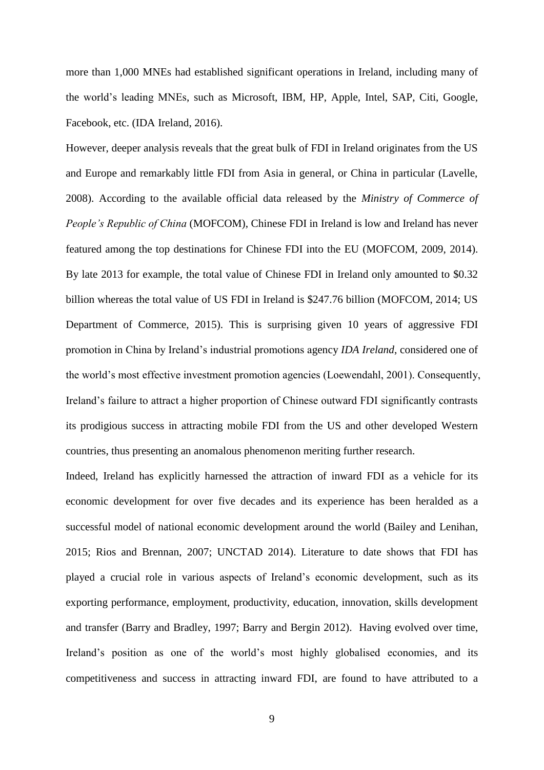more than 1,000 MNEs had established significant operations in Ireland, including many of the world's leading MNEs, such as Microsoft, IBM, HP, Apple, Intel, SAP, Citi, Google, Facebook, etc. (IDA Ireland, 2016).

However, deeper analysis reveals that the great bulk of FDI in Ireland originates from the US and Europe and remarkably little FDI from Asia in general, or China in particular (Lavelle, 2008). According to the available official data released by the *Ministry of Commerce of People's Republic of China* (MOFCOM), Chinese FDI in Ireland is low and Ireland has never featured among the top destinations for Chinese FDI into the EU (MOFCOM, 2009, 2014). By late 2013 for example, the total value of Chinese FDI in Ireland only amounted to \$0.32 billion whereas the total value of US FDI in Ireland is \$247.76 billion (MOFCOM, 2014; US Department of Commerce, 2015). This is surprising given 10 years of aggressive FDI promotion in China by Ireland's industrial promotions agency *IDA Ireland*, considered one of the world's most effective investment promotion agencies (Loewendahl, 2001). Consequently, Ireland's failure to attract a higher proportion of Chinese outward FDI significantly contrasts its prodigious success in attracting mobile FDI from the US and other developed Western countries, thus presenting an anomalous phenomenon meriting further research.

Indeed, Ireland has explicitly harnessed the attraction of inward FDI as a vehicle for its economic development for over five decades and its experience has been heralded as a successful model of national economic development around the world (Bailey and Lenihan, 2015; Rios and Brennan, 2007; UNCTAD 2014). Literature to date shows that FDI has played a crucial role in various aspects of Ireland's economic development, such as its exporting performance, employment, productivity, education, innovation, skills development and transfer (Barry and Bradley, 1997; Barry and Bergin 2012). Having evolved over time, Ireland's position as one of the world's most highly globalised economies, and its competitiveness and success in attracting inward FDI, are found to have attributed to a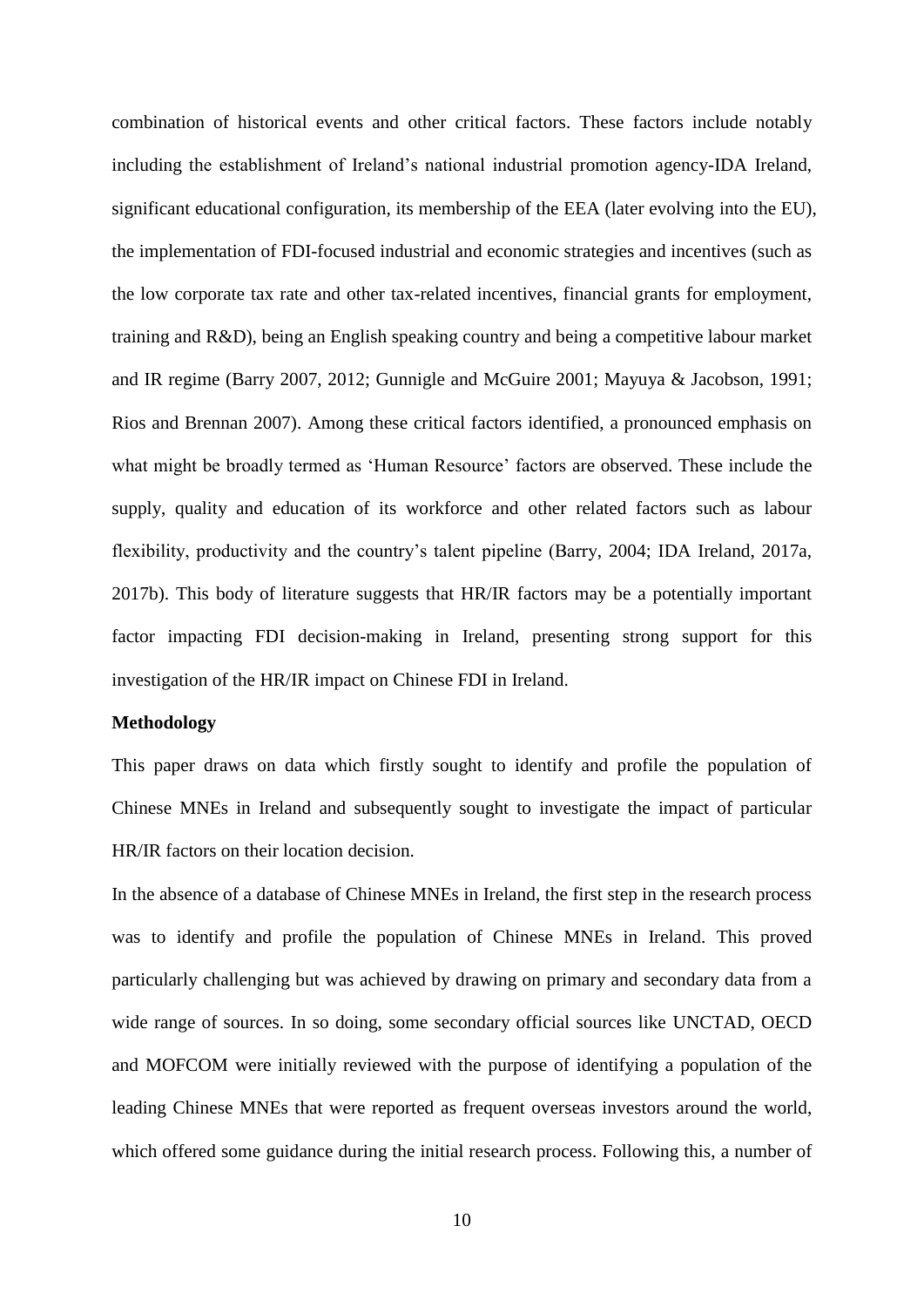combination of historical events and other critical factors. These factors include notably including the establishment of Ireland's national industrial promotion agency-IDA Ireland, significant educational configuration, its membership of the EEA (later evolving into the EU), the implementation of FDI-focused industrial and economic strategies and incentives (such as the low corporate tax rate and other tax-related incentives, financial grants for employment, training and R&D), being an English speaking country and being a competitive labour market and IR regime (Barry 2007, 2012; Gunnigle and McGuire 2001; Mayuya & Jacobson, 1991; Rios and Brennan 2007). Among these critical factors identified, a pronounced emphasis on what might be broadly termed as 'Human Resource' factors are observed. These include the supply, quality and education of its workforce and other related factors such as labour flexibility, productivity and the country's talent pipeline (Barry, 2004; IDA Ireland, 2017a, 2017b). This body of literature suggests that HR/IR factors may be a potentially important factor impacting FDI decision-making in Ireland, presenting strong support for this investigation of the HR/IR impact on Chinese FDI in Ireland.

**Methodology**

This paper draws on data which firstly sought to identify and profile the population of Chinese MNEs in Ireland and subsequently sought to investigate the impact of particular HR/IR factors on their location decision.

In the absence of a database of Chinese MNEs in Ireland, the first step in the research process was to identify and profile the population of Chinese MNEs in Ireland. This proved particularly challenging but was achieved by drawing on primary and secondary data from a wide range of sources. In so doing, some secondary official sources like UNCTAD, OECD and MOFCOM were initially reviewed with the purpose of identifying a population of the leading Chinese MNEs that were reported as frequent overseas investors around the world, which offered some guidance during the initial research process. Following this, a number of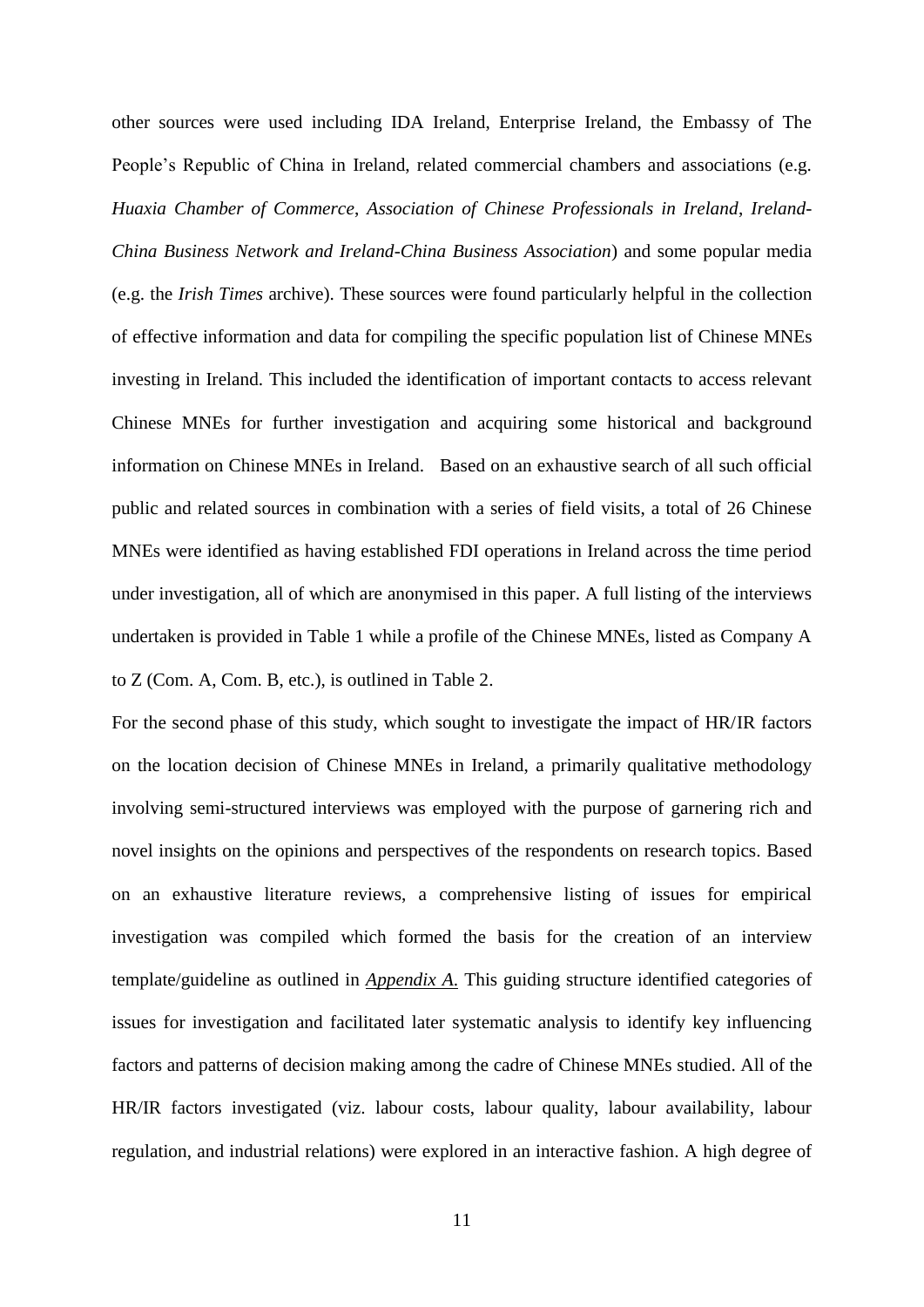other sources were used including IDA Ireland, Enterprise Ireland, the Embassy of The People's Republic of China in Ireland, related commercial chambers and associations (e.g. *Huaxia Chamber of Commerce*, *Association of Chinese Professionals in Ireland*, *Ireland-China Business Network and Ireland-China Business Association*) and some popular media (e.g. the *Irish Times* archive). These sources were found particularly helpful in the collection of effective information and data for compiling the specific population list of Chinese MNEs investing in Ireland. This included the identification of important contacts to access relevant Chinese MNEs for further investigation and acquiring some historical and background information on Chinese MNEs in Ireland. Based on an exhaustive search of all such official public and related sources in combination with a series of field visits, a total of 26 Chinese MNEs were identified as having established FDI operations in Ireland across the time period under investigation, all of which are anonymised in this paper. A full listing of the interviews undertaken is provided in Table 1 while a profile of the Chinese MNEs, listed as Company A to Z (Com. A, Com. B, etc.), is outlined in Table 2.

For the second phase of this study, which sought to investigate the impact of HR/IR factors on the location decision of Chinese MNEs in Ireland, a primarily qualitative methodology involving semi-structured interviews was employed with the purpose of garnering rich and novel insights on the opinions and perspectives of the respondents on research topics. Based on an exhaustive literature reviews, a comprehensive listing of issues for empirical investigation was compiled which formed the basis for the creation of an interview template/guideline as outlined in ***Appendix A.*** This guiding structure identified categories of issues for investigation and facilitated later systematic analysis to identify key influencing factors and patterns of decision making among the cadre of Chinese MNEs studied. All of the HR/IR factors investigated (viz. labour costs, labour quality, labour availability, labour regulation, and industrial relations) were explored in an interactive fashion. A high degree of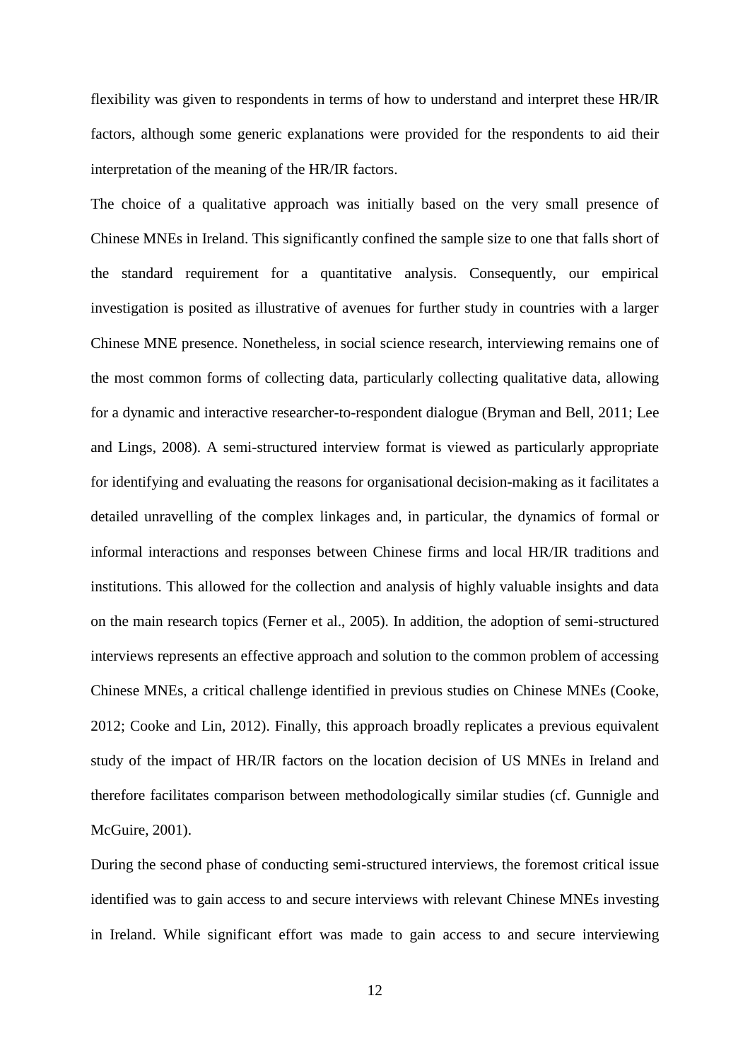flexibility was given to respondents in terms of how to understand and interpret these HR/IR factors, although some generic explanations were provided for the respondents to aid their interpretation of the meaning of the HR/IR factors.

The choice of a qualitative approach was initially based on the very small presence of Chinese MNEs in Ireland. This significantly confined the sample size to one that falls short of the standard requirement for a quantitative analysis. Consequently, our empirical investigation is posited as illustrative of avenues for further study in countries with a larger Chinese MNE presence. Nonetheless, in social science research, interviewing remains one of the most common forms of collecting data, particularly collecting qualitative data, allowing for a dynamic and interactive researcher-to-respondent dialogue (Bryman and Bell, 2011; Lee and Lings, 2008). A semi-structured interview format is viewed as particularly appropriate for identifying and evaluating the reasons for organisational decision-making as it facilitates a detailed unravelling of the complex linkages and, in particular, the dynamics of formal or informal interactions and responses between Chinese firms and local HR/IR traditions and institutions. This allowed for the collection and analysis of highly valuable insights and data on the main research topics (Ferner et al., 2005). In addition, the adoption of semi-structured interviews represents an effective approach and solution to the common problem of accessing Chinese MNEs, a critical challenge identified in previous studies on Chinese MNEs (Cooke, 2012; Cooke and Lin, 2012). Finally, this approach broadly replicates a previous equivalent study of the impact of HR/IR factors on the location decision of US MNEs in Ireland and therefore facilitates comparison between methodologically similar studies (cf. Gunnigle and McGuire, 2001).

During the second phase of conducting semi-structured interviews, the foremost critical issue identified was to gain access to and secure interviews with relevant Chinese MNEs investing in Ireland. While significant effort was made to gain access to and secure interviewing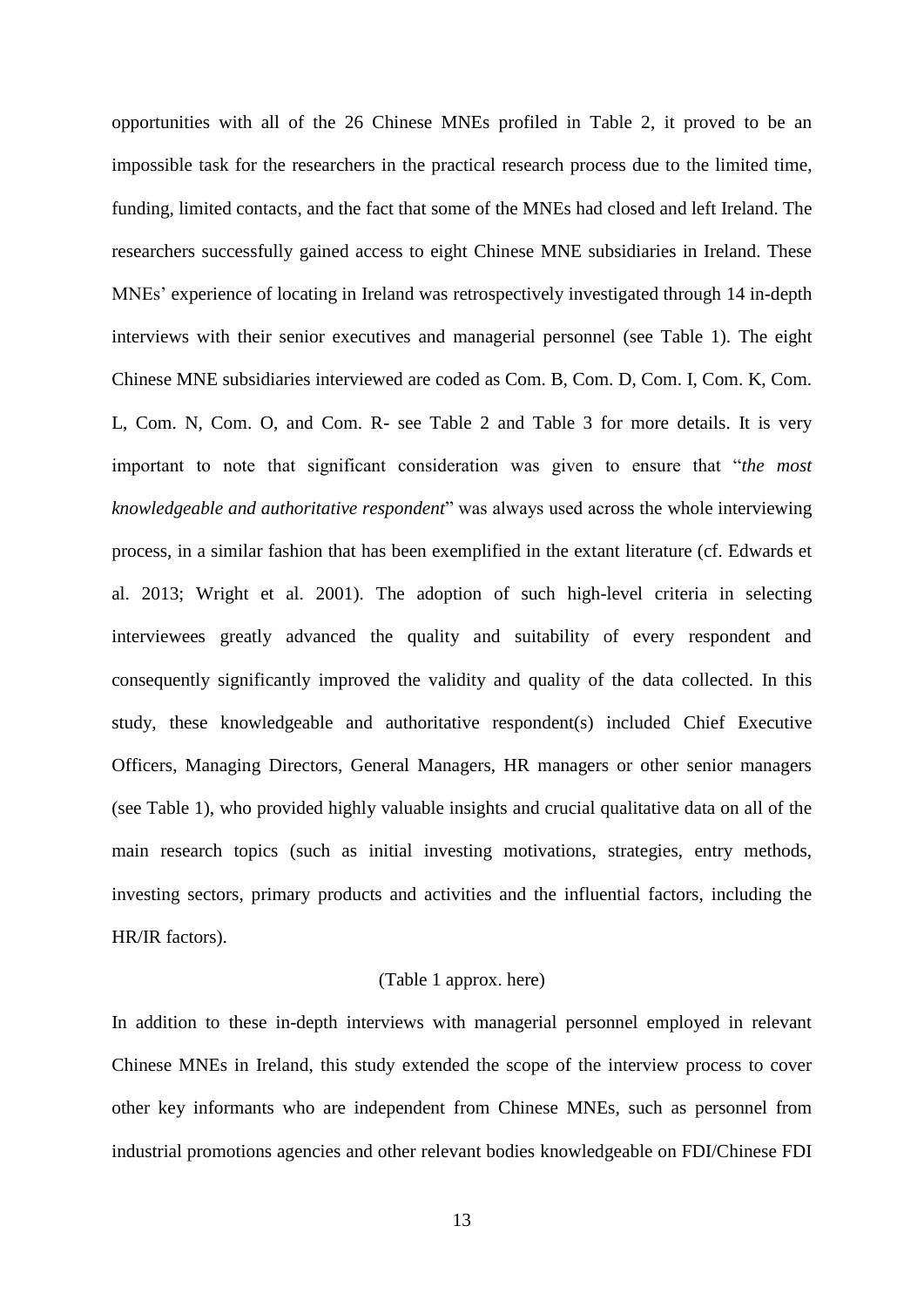opportunities with all of the 26 Chinese MNEs profiled in Table 2, it proved to be an impossible task for the researchers in the practical research process due to the limited time, funding, limited contacts, and the fact that some of the MNEs had closed and left Ireland. The researchers successfully gained access to eight Chinese MNE subsidiaries in Ireland. These MNEs' experience of locating in Ireland was retrospectively investigated through 14 in-depth interviews with their senior executives and managerial personnel (see Table 1). The eight Chinese MNE subsidiaries interviewed are coded as Com. B, Com. D, Com. I, Com. K, Com. L, Com. N, Com. O, and Com. R- see Table 2 and Table 3 for more details. It is very important to note that significant consideration was given to ensure that "*the most knowledgeable and authoritative respondent*" was always used across the whole interviewing process, in a similar fashion that has been exemplified in the extant literature (cf. Edwards et al. 2013; Wright et al. 2001). The adoption of such high-level criteria in selecting interviewees greatly advanced the quality and suitability of every respondent and consequently significantly improved the validity and quality of the data collected. In this study, these knowledgeable and authoritative respondent(s) included Chief Executive Officers, Managing Directors, General Managers, HR managers or other senior managers (see Table 1), who provided highly valuable insights and crucial qualitative data on all of the main research topics (such as initial investing motivations, strategies, entry methods, investing sectors, primary products and activities and the influential factors, including the HR/IR factors).

(Table 1 approx. here)

In addition to these in-depth interviews with managerial personnel employed in relevant Chinese MNEs in Ireland, this study extended the scope of the interview process to cover other key informants who are independent from Chinese MNEs, such as personnel from industrial promotions agencies and other relevant bodies knowledgeable on FDI/Chinese FDI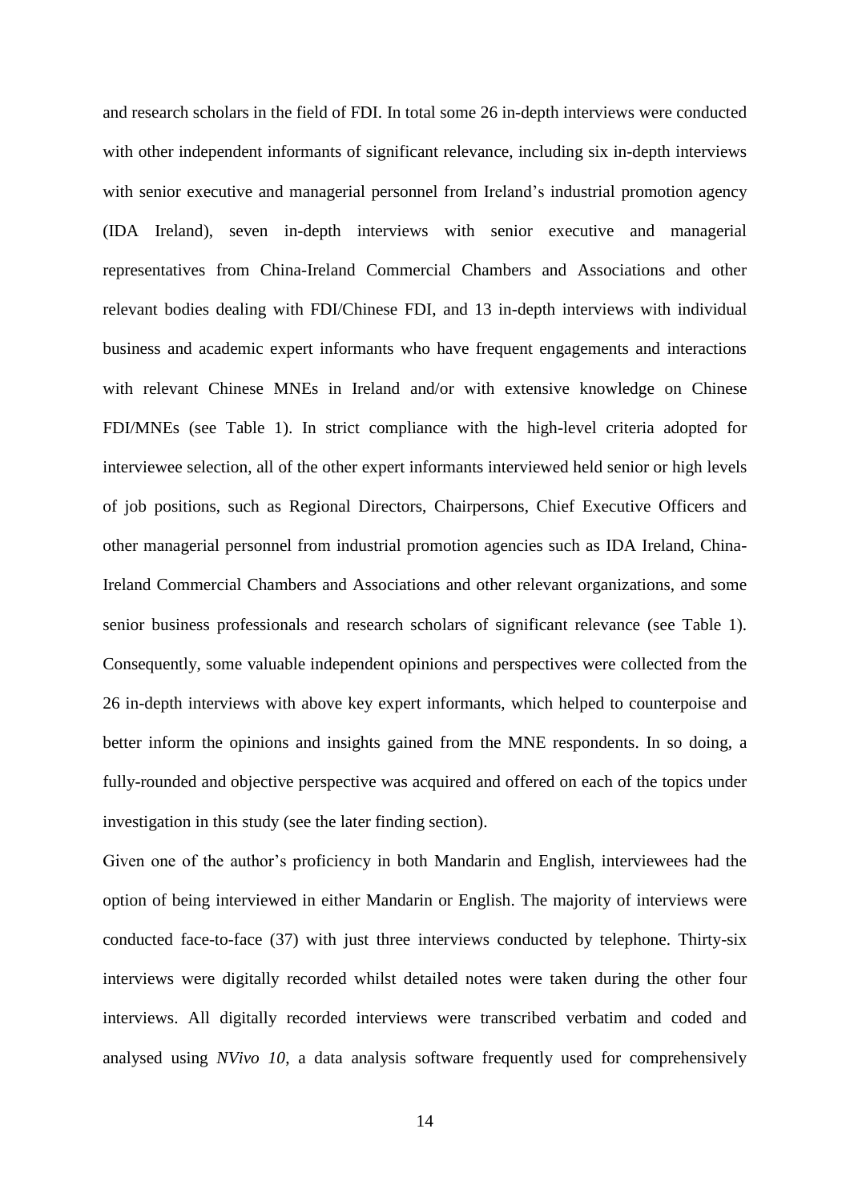and research scholars in the field of FDI. In total some 26 in-depth interviews were conducted with other independent informants of significant relevance, including six in-depth interviews with senior executive and managerial personnel from Ireland's industrial promotion agency (IDA Ireland), seven in-depth interviews with senior executive and managerial representatives from China-Ireland Commercial Chambers and Associations and other relevant bodies dealing with FDI/Chinese FDI, and 13 in-depth interviews with individual business and academic expert informants who have frequent engagements and interactions with relevant Chinese MNEs in Ireland and/or with extensive knowledge on Chinese FDI/MNEs (see Table 1). In strict compliance with the high-level criteria adopted for interviewee selection, all of the other expert informants interviewed held senior or high levels of job positions, such as Regional Directors, Chairpersons, Chief Executive Officers and other managerial personnel from industrial promotion agencies such as IDA Ireland, China-Ireland Commercial Chambers and Associations and other relevant organizations, and some senior business professionals and research scholars of significant relevance (see Table 1). Consequently, some valuable independent opinions and perspectives were collected from the 26 in-depth interviews with above key expert informants, which helped to counterpoise and better inform the opinions and insights gained from the MNE respondents. In so doing, a fully-rounded and objective perspective was acquired and offered on each of the topics under investigation in this study (see the later finding section).

Given one of the author's proficiency in both Mandarin and English, interviewees had the option of being interviewed in either Mandarin or English. The majority of interviews were conducted face-to-face (37) with just three interviews conducted by telephone. Thirty-six interviews were digitally recorded whilst detailed notes were taken during the other four interviews. All digitally recorded interviews were transcribed verbatim and coded and analysed using *NVivo 10*, a data analysis software frequently used for comprehensively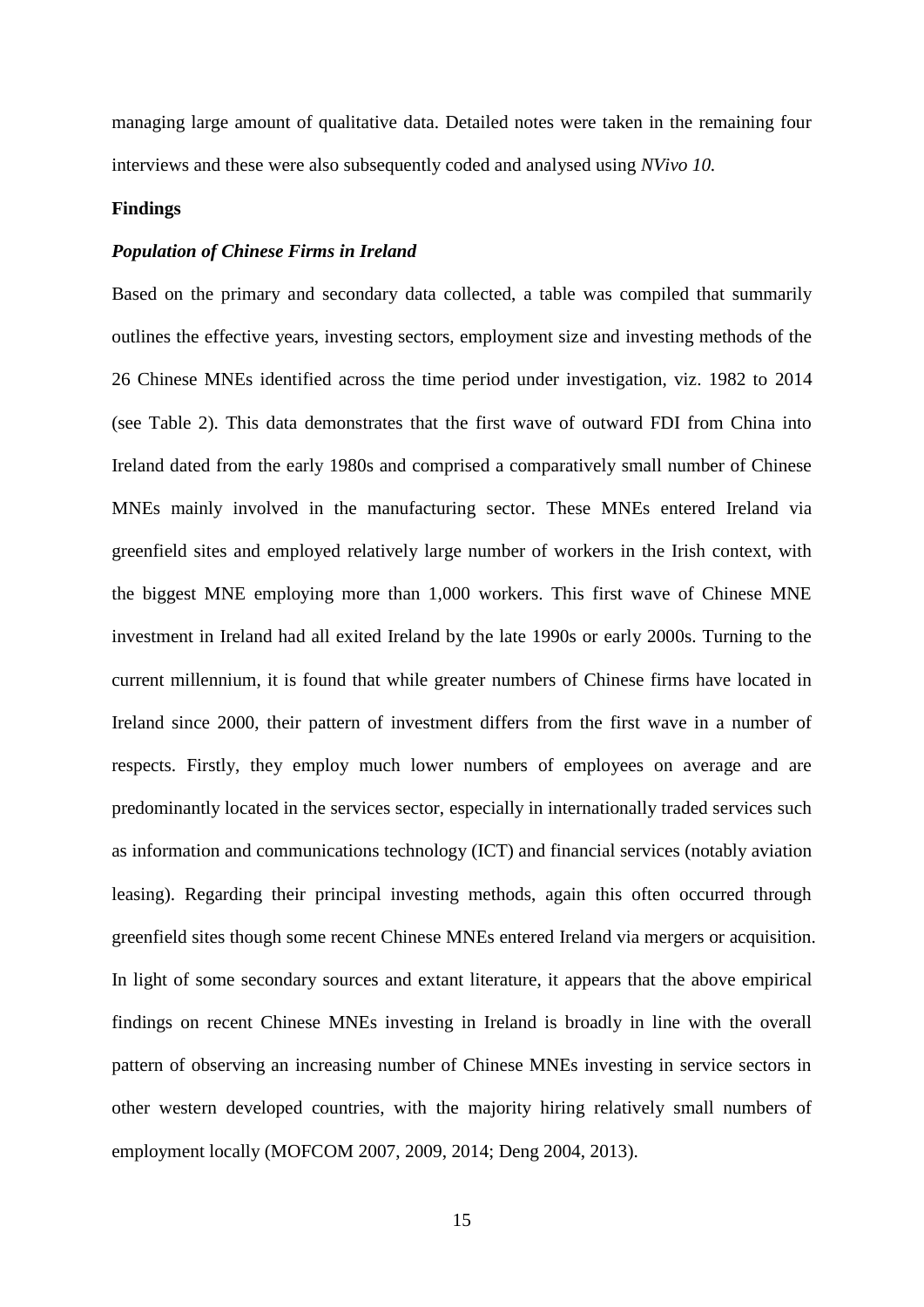managing large amount of qualitative data. Detailed notes were taken in the remaining four interviews and these were also subsequently coded and analysed using *NVivo 10.*

## Findings

### *Population of Chinese Firms in Ireland*

Based on the primary and secondary data collected, a table was compiled that summarily outlines the effective years, investing sectors, employment size and investing methods of the 26 Chinese MNEs identified across the time period under investigation, viz. 1982 to 2014 (see Table 2). This data demonstrates that the first wave of outward FDI from China into Ireland dated from the early 1980s and comprised a comparatively small number of Chinese MNEs mainly involved in the manufacturing sector. These MNEs entered Ireland via greenfield sites and employed relatively large number of workers in the Irish context, with the biggest MNE employing more than 1,000 workers. This first wave of Chinese MNE investment in Ireland had all exited Ireland by the late 1990s or early 2000s. Turning to the current millennium, it is found that while greater numbers of Chinese firms have located in Ireland since 2000, their pattern of investment differs from the first wave in a number of respects. Firstly, they employ much lower numbers of employees on average and are predominantly located in the services sector, especially in internationally traded services such as information and communications technology (ICT) and financial services (notably aviation leasing). Regarding their principal investing methods, again this often occurred through greenfield sites though some recent Chinese MNEs entered Ireland via mergers or acquisition. In light of some secondary sources and extant literature, it appears that the above empirical findings on recent Chinese MNEs investing in Ireland is broadly in line with the overall pattern of observing an increasing number of Chinese MNEs investing in service sectors in other western developed countries, with the majority hiring relatively small numbers of employment locally (MOFCOM 2007, 2009, 2014; Deng 2004, 2013).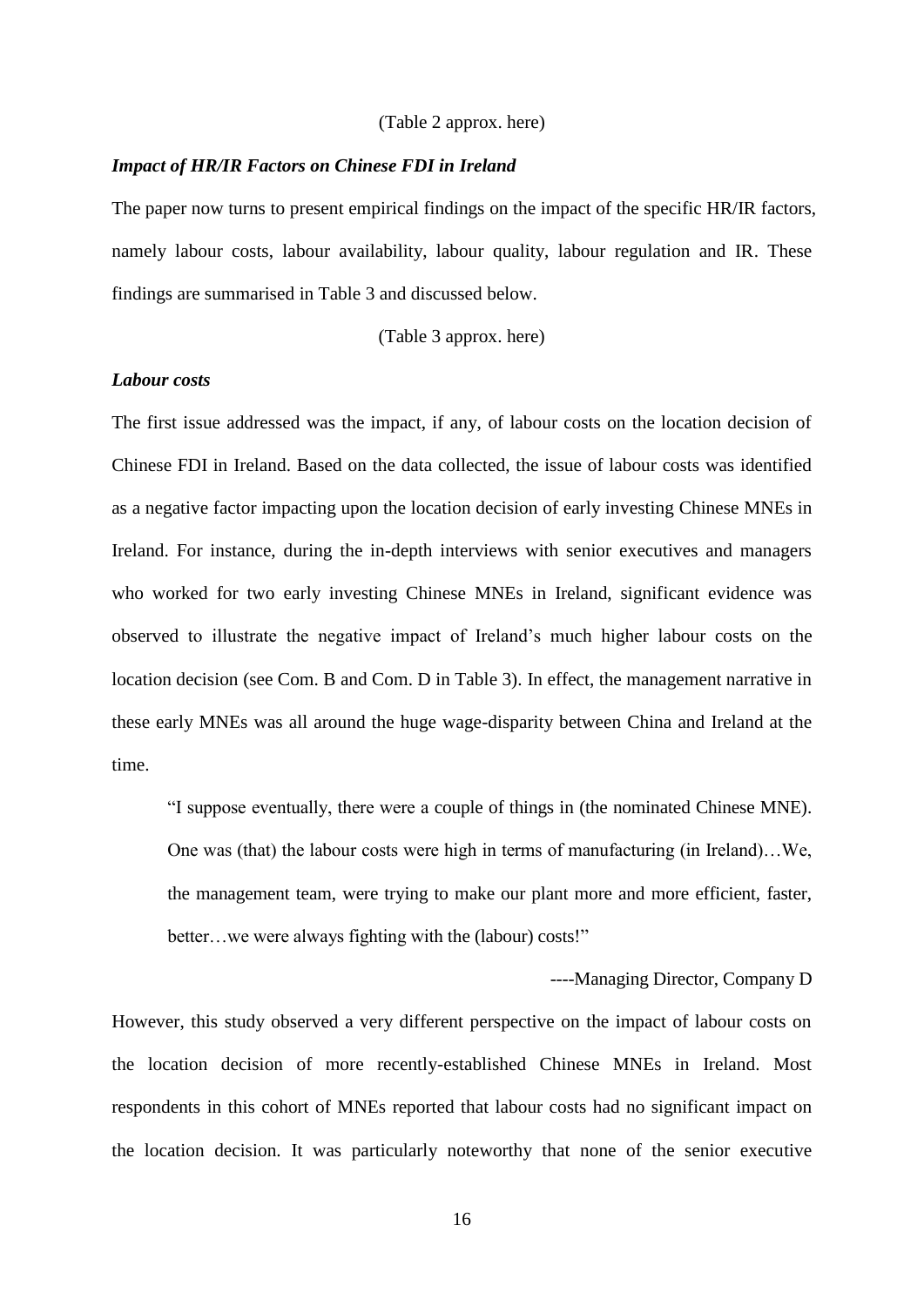(Table 2 approx. here)

***Impact of HR/IR Factors on Chinese FDI in Ireland***

The paper now turns to present empirical findings on the impact of the specific HR/IR factors, namely labour costs, labour availability, labour quality, labour regulation and IR. These findings are summarised in Table 3 and discussed below.

(Table 3 approx. here)

***Labour costs***

The first issue addressed was the impact, if any, of labour costs on the location decision of Chinese FDI in Ireland. Based on the data collected, the issue of labour costs was identified as a negative factor impacting upon the location decision of early investing Chinese MNEs in Ireland. For instance, during the in-depth interviews with senior executives and managers who worked for two early investing Chinese MNEs in Ireland, significant evidence was observed to illustrate the negative impact of Ireland's much higher labour costs on the location decision (see Com. B and Com. D in Table 3). In effect, the management narrative in these early MNEs was all around the huge wage-disparity between China and Ireland at the time.

> "I suppose eventually, there were a couple of things in (the nominated Chinese MNE). One was (that) the labour costs were high in terms of manufacturing (in Ireland)…We, the management team, were trying to make our plant more and more efficient, faster, better…we were always fighting with the (labour) costs!"
>
> ----Managing Director, Company D

However, this study observed a very different perspective on the impact of labour costs on the location decision of more recently-established Chinese MNEs in Ireland. Most respondents in this cohort of MNEs reported that labour costs had no significant impact on the location decision. It was particularly noteworthy that none of the senior executive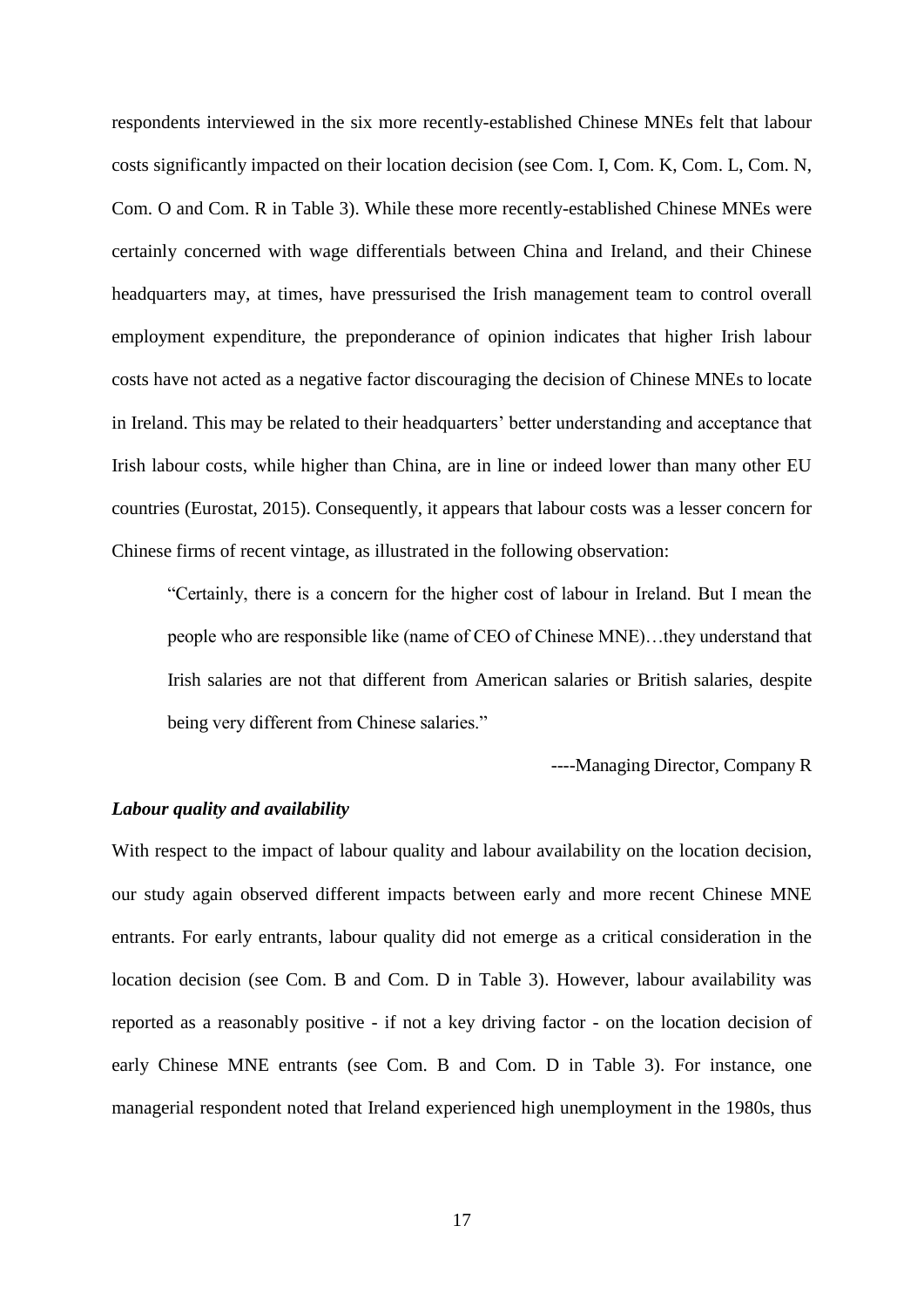respondents interviewed in the six more recently-established Chinese MNEs felt that labour costs significantly impacted on their location decision (see Com. I, Com. K, Com. L, Com. N, Com. O and Com. R in Table 3). While these more recently-established Chinese MNEs were certainly concerned with wage differentials between China and Ireland, and their Chinese headquarters may, at times, have pressurised the Irish management team to control overall employment expenditure, the preponderance of opinion indicates that higher Irish labour costs have not acted as a negative factor discouraging the decision of Chinese MNEs to locate in Ireland. This may be related to their headquarters' better understanding and acceptance that Irish labour costs, while higher than China, are in line or indeed lower than many other EU countries (Eurostat, 2015). Consequently, it appears that labour costs was a lesser concern for Chinese firms of recent vintage, as illustrated in the following observation:

> "Certainly, there is a concern for the higher cost of labour in Ireland. But I mean the people who are responsible like (name of CEO of Chinese MNE)…they understand that Irish salaries are not that different from American salaries or British salaries, despite being very different from Chinese salaries."
>
> ----Managing Director, Company R

***Labour quality and availability***

With respect to the impact of labour quality and labour availability on the location decision, our study again observed different impacts between early and more recent Chinese MNE entrants. For early entrants, labour quality did not emerge as a critical consideration in the location decision (see Com. B and Com. D in Table 3). However, labour availability was reported as a reasonably positive - if not a key driving factor - on the location decision of early Chinese MNE entrants (see Com. B and Com. D in Table 3). For instance, one managerial respondent noted that Ireland experienced high unemployment in the 1980s, thus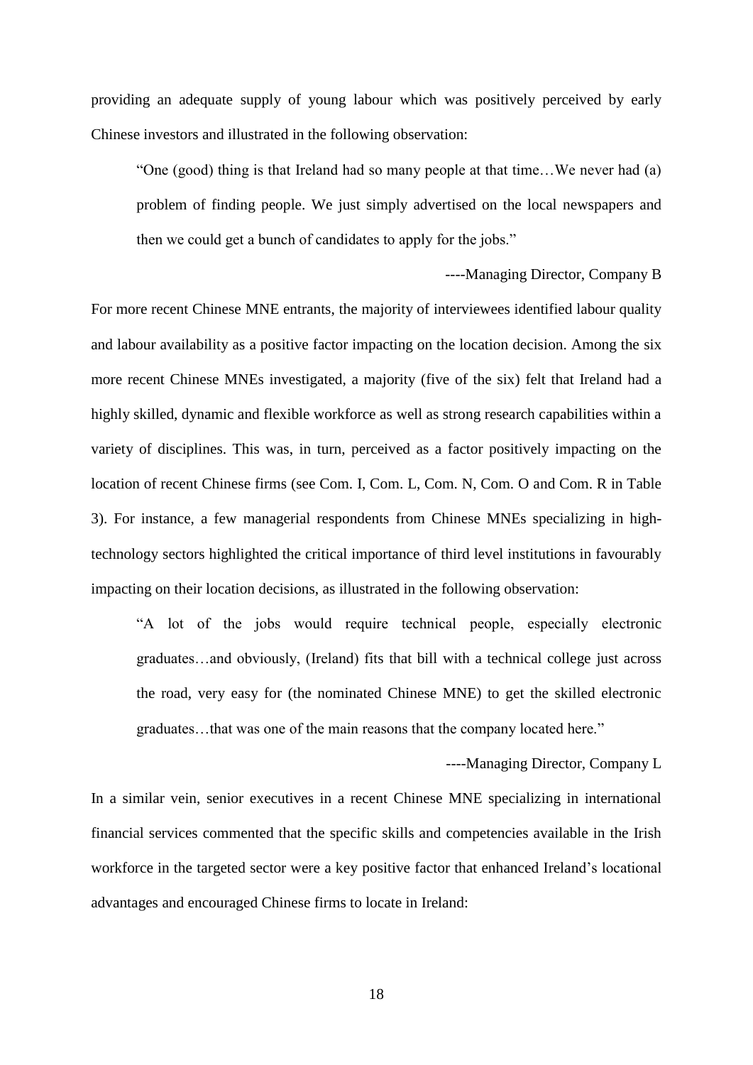providing an adequate supply of young labour which was positively perceived by early Chinese investors and illustrated in the following observation:

> "One (good) thing is that Ireland had so many people at that time…We never had (a) problem of finding people. We just simply advertised on the local newspapers and then we could get a bunch of candidates to apply for the jobs."
>
> ----Managing Director, Company B

For more recent Chinese MNE entrants, the majority of interviewees identified labour quality and labour availability as a positive factor impacting on the location decision. Among the six more recent Chinese MNEs investigated, a majority (five of the six) felt that Ireland had a highly skilled, dynamic and flexible workforce as well as strong research capabilities within a variety of disciplines. This was, in turn, perceived as a factor positively impacting on the location of recent Chinese firms (see Com. I, Com. L, Com. N, Com. O and Com. R in Table 3). For instance, a few managerial respondents from Chinese MNEs specializing in high-technology sectors highlighted the critical importance of third level institutions in favourably impacting on their location decisions, as illustrated in the following observation:

> "A lot of the jobs would require technical people, especially electronic graduates…and obviously, (Ireland) fits that bill with a technical college just across the road, very easy for (the nominated Chinese MNE) to get the skilled electronic graduates…that was one of the main reasons that the company located here."
>
> ----Managing Director, Company L

In a similar vein, senior executives in a recent Chinese MNE specializing in international financial services commented that the specific skills and competencies available in the Irish workforce in the targeted sector were a key positive factor that enhanced Ireland's locational advantages and encouraged Chinese firms to locate in Ireland: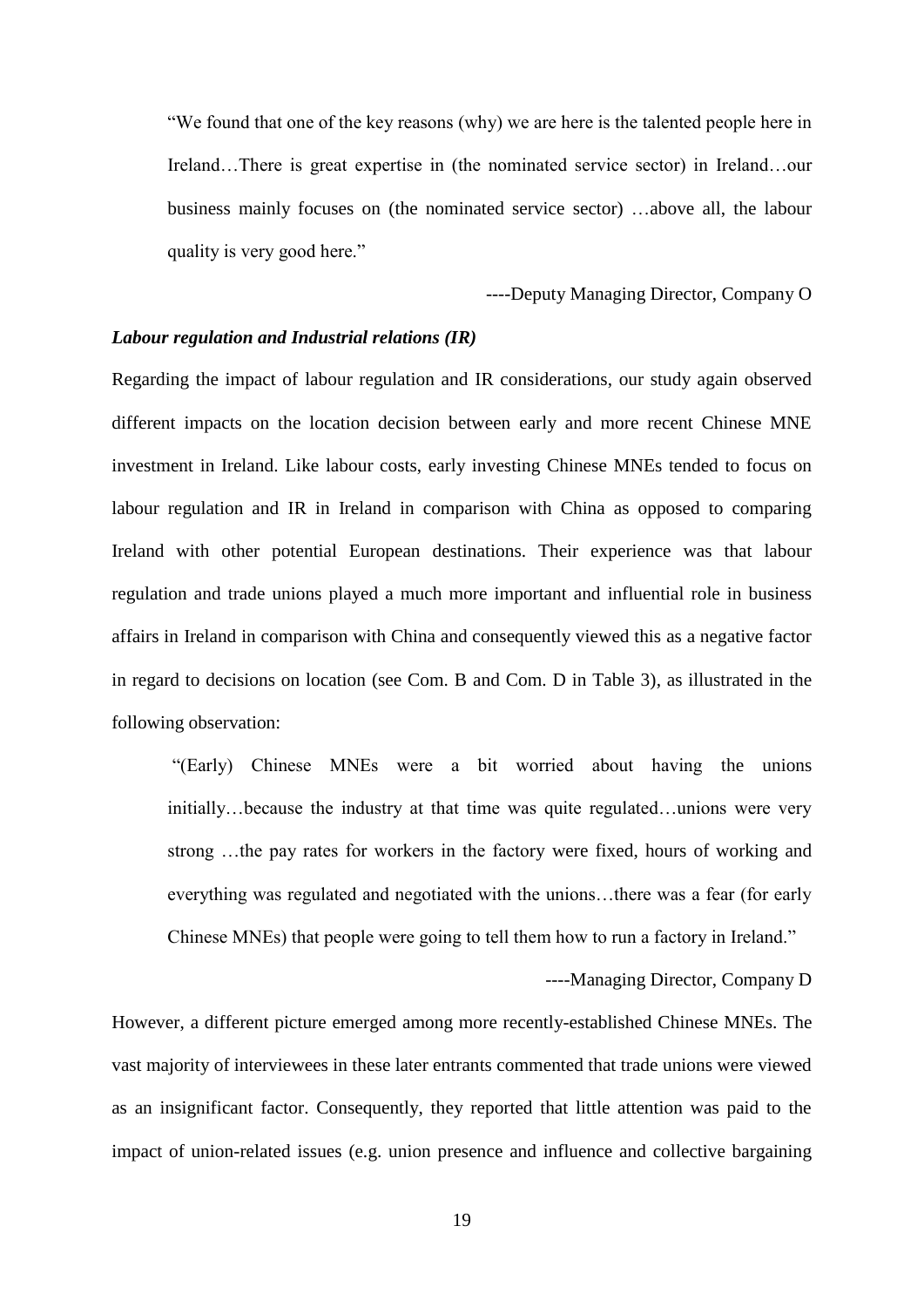> "We found that one of the key reasons (why) we are here is the talented people here in Ireland…There is great expertise in (the nominated service sector) in Ireland…our business mainly focuses on (the nominated service sector) …above all, the labour quality is very good here."
>
> ----Deputy Managing Director, Company O

***Labour regulation and Industrial relations (IR)***

Regarding the impact of labour regulation and IR considerations, our study again observed different impacts on the location decision between early and more recent Chinese MNE investment in Ireland. Like labour costs, early investing Chinese MNEs tended to focus on labour regulation and IR in Ireland in comparison with China as opposed to comparing Ireland with other potential European destinations. Their experience was that labour regulation and trade unions played a much more important and influential role in business affairs in Ireland in comparison with China and consequently viewed this as a negative factor in regard to decisions on location (see Com. B and Com. D in Table 3), as illustrated in the following observation:

> "(Early) Chinese MNEs were a bit worried about having the unions initially…because the industry at that time was quite regulated…unions were very strong …the pay rates for workers in the factory were fixed, hours of working and everything was regulated and negotiated with the unions…there was a fear (for early Chinese MNEs) that people were going to tell them how to run a factory in Ireland."
>
> ----Managing Director, Company D

However, a different picture emerged among more recently-established Chinese MNEs. The vast majority of interviewees in these later entrants commented that trade unions were viewed as an insignificant factor. Consequently, they reported that little attention was paid to the impact of union-related issues (e.g. union presence and influence and collective bargaining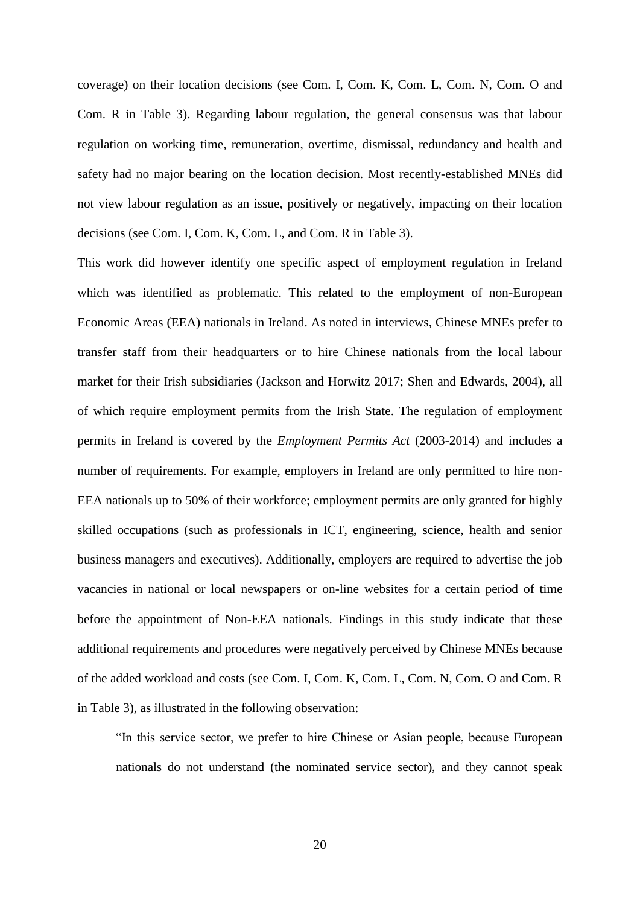coverage) on their location decisions (see Com. I, Com. K, Com. L, Com. N, Com. O and Com. R in Table 3). Regarding labour regulation, the general consensus was that labour regulation on working time, remuneration, overtime, dismissal, redundancy and health and safety had no major bearing on the location decision. Most recently-established MNEs did not view labour regulation as an issue, positively or negatively, impacting on their location decisions (see Com. I, Com. K, Com. L, and Com. R in Table 3).

This work did however identify one specific aspect of employment regulation in Ireland which was identified as problematic. This related to the employment of non-European Economic Areas (EEA) nationals in Ireland. As noted in interviews, Chinese MNEs prefer to transfer staff from their headquarters or to hire Chinese nationals from the local labour market for their Irish subsidiaries (Jackson and Horwitz 2017; Shen and Edwards, 2004), all of which require employment permits from the Irish State. The regulation of employment permits in Ireland is covered by the *Employment Permits Act* (2003-2014) and includes a number of requirements. For example, employers in Ireland are only permitted to hire non-EEA nationals up to 50% of their workforce; employment permits are only granted for highly skilled occupations (such as professionals in ICT, engineering, science, health and senior business managers and executives). Additionally, employers are required to advertise the job vacancies in national or local newspapers or on-line websites for a certain period of time before the appointment of Non-EEA nationals. Findings in this study indicate that these additional requirements and procedures were negatively perceived by Chinese MNEs because of the added workload and costs (see Com. I, Com. K, Com. L, Com. N, Com. O and Com. R in Table 3), as illustrated in the following observation:

> "In this service sector, we prefer to hire Chinese or Asian people, because European nationals do not understand (the nominated service sector), and they cannot speak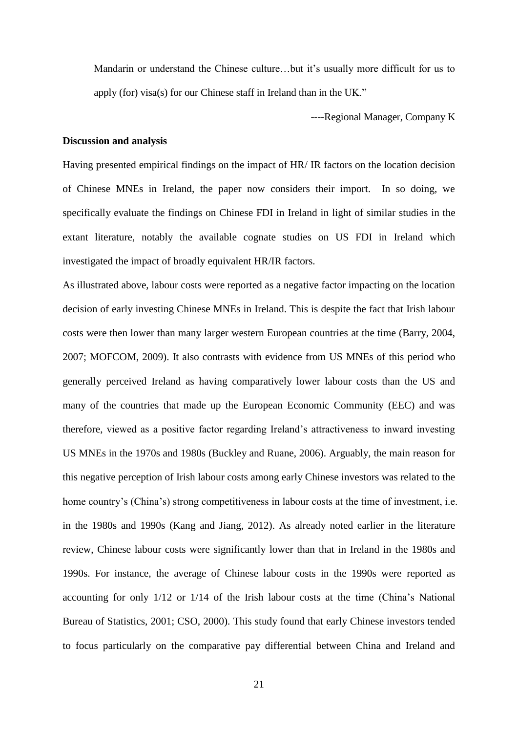> Mandarin or understand the Chinese culture…but it's usually more difficult for us to apply (for) visa(s) for our Chinese staff in Ireland than in the UK."
>
> ----Regional Manager, Company K

**Discussion and analysis**

Having presented empirical findings on the impact of HR/ IR factors on the location decision of Chinese MNEs in Ireland, the paper now considers their import. In so doing, we specifically evaluate the findings on Chinese FDI in Ireland in light of similar studies in the extant literature, notably the available cognate studies on US FDI in Ireland which investigated the impact of broadly equivalent HR/IR factors.

As illustrated above, labour costs were reported as a negative factor impacting on the location decision of early investing Chinese MNEs in Ireland. This is despite the fact that Irish labour costs were then lower than many larger western European countries at the time (Barry, 2004, 2007; MOFCOM, 2009). It also contrasts with evidence from US MNEs of this period who generally perceived Ireland as having comparatively lower labour costs than the US and many of the countries that made up the European Economic Community (EEC) and was therefore, viewed as a positive factor regarding Ireland's attractiveness to inward investing US MNEs in the 1970s and 1980s (Buckley and Ruane, 2006). Arguably, the main reason for this negative perception of Irish labour costs among early Chinese investors was related to the home country's (China's) strong competitiveness in labour costs at the time of investment, i.e. in the 1980s and 1990s (Kang and Jiang, 2012). As already noted earlier in the literature review, Chinese labour costs were significantly lower than that in Ireland in the 1980s and 1990s. For instance, the average of Chinese labour costs in the 1990s were reported as accounting for only 1/12 or 1/14 of the Irish labour costs at the time (China's National Bureau of Statistics, 2001; CSO, 2000). This study found that early Chinese investors tended to focus particularly on the comparative pay differential between China and Ireland and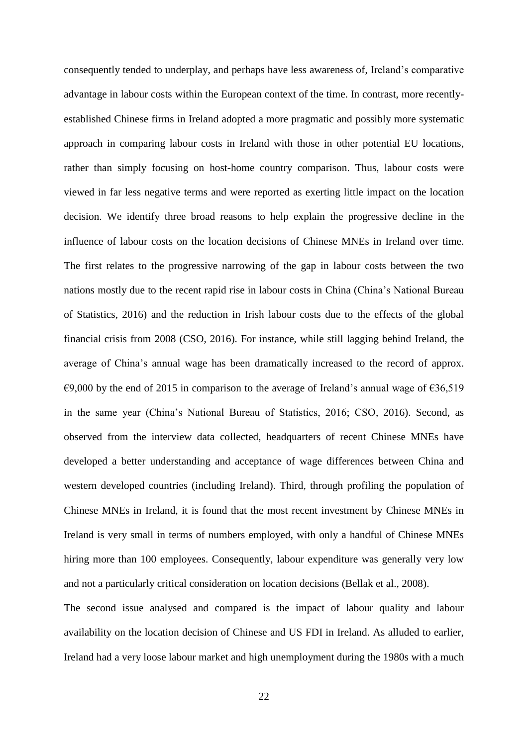consequently tended to underplay, and perhaps have less awareness of, Ireland's comparative advantage in labour costs within the European context of the time. In contrast, more recently-established Chinese firms in Ireland adopted a more pragmatic and possibly more systematic approach in comparing labour costs in Ireland with those in other potential EU locations, rather than simply focusing on host-home country comparison. Thus, labour costs were viewed in far less negative terms and were reported as exerting little impact on the location decision. We identify three broad reasons to help explain the progressive decline in the influence of labour costs on the location decisions of Chinese MNEs in Ireland over time. The first relates to the progressive narrowing of the gap in labour costs between the two nations mostly due to the recent rapid rise in labour costs in China (China's National Bureau of Statistics, 2016) and the reduction in Irish labour costs due to the effects of the global financial crisis from 2008 (CSO, 2016). For instance, while still lagging behind Ireland, the average of China's annual wage has been dramatically increased to the record of approx. €9,000 by the end of 2015 in comparison to the average of Ireland's annual wage of €36,519 in the same year (China's National Bureau of Statistics, 2016; CSO, 2016). Second, as observed from the interview data collected, headquarters of recent Chinese MNEs have developed a better understanding and acceptance of wage differences between China and western developed countries (including Ireland). Third, through profiling the population of Chinese MNEs in Ireland, it is found that the most recent investment by Chinese MNEs in Ireland is very small in terms of numbers employed, with only a handful of Chinese MNEs hiring more than 100 employees. Consequently, labour expenditure was generally very low and not a particularly critical consideration on location decisions (Bellak et al., 2008).

The second issue analysed and compared is the impact of labour quality and labour availability on the location decision of Chinese and US FDI in Ireland. As alluded to earlier, Ireland had a very loose labour market and high unemployment during the 1980s with a much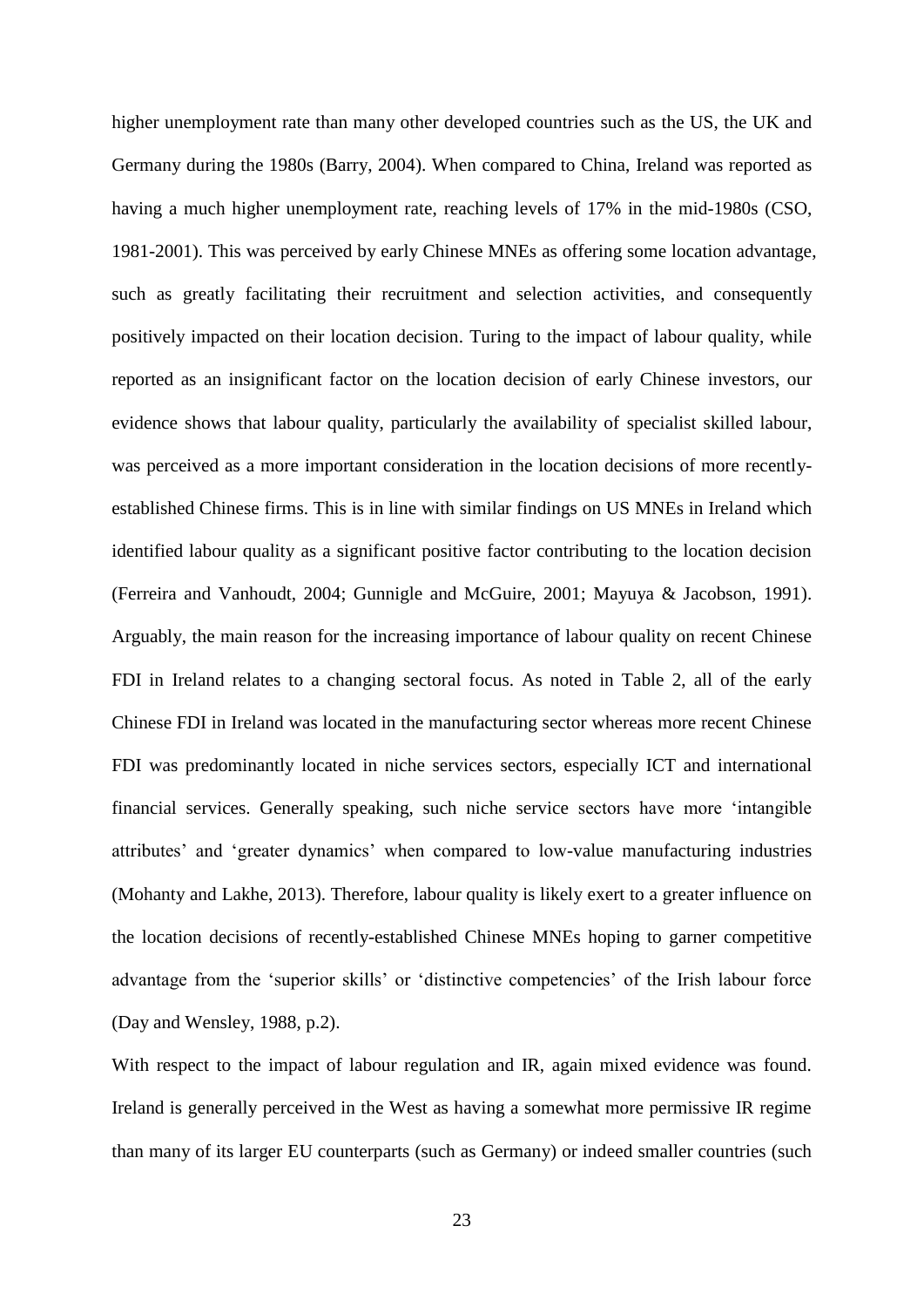higher unemployment rate than many other developed countries such as the US, the UK and Germany during the 1980s (Barry, 2004). When compared to China, Ireland was reported as having a much higher unemployment rate, reaching levels of 17% in the mid-1980s (CSO, 1981-2001). This was perceived by early Chinese MNEs as offering some location advantage, such as greatly facilitating their recruitment and selection activities, and consequently positively impacted on their location decision. Turing to the impact of labour quality, while reported as an insignificant factor on the location decision of early Chinese investors, our evidence shows that labour quality, particularly the availability of specialist skilled labour, was perceived as a more important consideration in the location decisions of more recently-established Chinese firms. This is in line with similar findings on US MNEs in Ireland which identified labour quality as a significant positive factor contributing to the location decision (Ferreira and Vanhoudt, 2004; Gunnigle and McGuire, 2001; Mayuya & Jacobson, 1991). Arguably, the main reason for the increasing importance of labour quality on recent Chinese FDI in Ireland relates to a changing sectoral focus. As noted in Table 2, all of the early Chinese FDI in Ireland was located in the manufacturing sector whereas more recent Chinese FDI was predominantly located in niche services sectors, especially ICT and international financial services. Generally speaking, such niche service sectors have more 'intangible attributes' and 'greater dynamics' when compared to low-value manufacturing industries (Mohanty and Lakhe, 2013). Therefore, labour quality is likely exert to a greater influence on the location decisions of recently-established Chinese MNEs hoping to garner competitive advantage from the 'superior skills' or 'distinctive competencies' of the Irish labour force (Day and Wensley, 1988, p.2).

With respect to the impact of labour regulation and IR, again mixed evidence was found. Ireland is generally perceived in the West as having a somewhat more permissive IR regime than many of its larger EU counterparts (such as Germany) or indeed smaller countries (such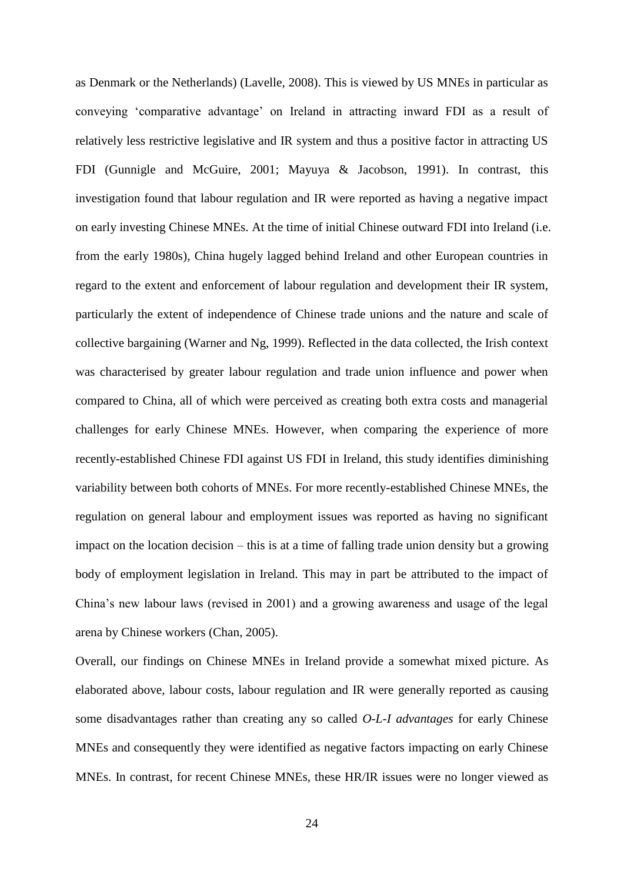as Denmark or the Netherlands) (Lavelle, 2008). This is viewed by US MNEs in particular as conveying 'comparative advantage' on Ireland in attracting inward FDI as a result of relatively less restrictive legislative and IR system and thus a positive factor in attracting US FDI (Gunnigle and McGuire, 2001; Mayuya & Jacobson, 1991). In contrast, this investigation found that labour regulation and IR were reported as having a negative impact on early investing Chinese MNEs. At the time of initial Chinese outward FDI into Ireland (i.e. from the early 1980s), China hugely lagged behind Ireland and other European countries in regard to the extent and enforcement of labour regulation and development their IR system, particularly the extent of independence of Chinese trade unions and the nature and scale of collective bargaining (Warner and Ng, 1999). Reflected in the data collected, the Irish context was characterised by greater labour regulation and trade union influence and power when compared to China, all of which were perceived as creating both extra costs and managerial challenges for early Chinese MNEs. However, when comparing the experience of more recently-established Chinese FDI against US FDI in Ireland, this study identifies diminishing variability between both cohorts of MNEs. For more recently-established Chinese MNEs, the regulation on general labour and employment issues was reported as having no significant impact on the location decision – this is at a time of falling trade union density but a growing body of employment legislation in Ireland. This may in part be attributed to the impact of China's new labour laws (revised in 2001) and a growing awareness and usage of the legal arena by Chinese workers (Chan, 2005).

Overall, our findings on Chinese MNEs in Ireland provide a somewhat mixed picture. As elaborated above, labour costs, labour regulation and IR were generally reported as causing some disadvantages rather than creating any so called *O-L-I advantages* for early Chinese MNEs and consequently they were identified as negative factors impacting on early Chinese MNEs. In contrast, for recent Chinese MNEs, these HR/IR issues were no longer viewed as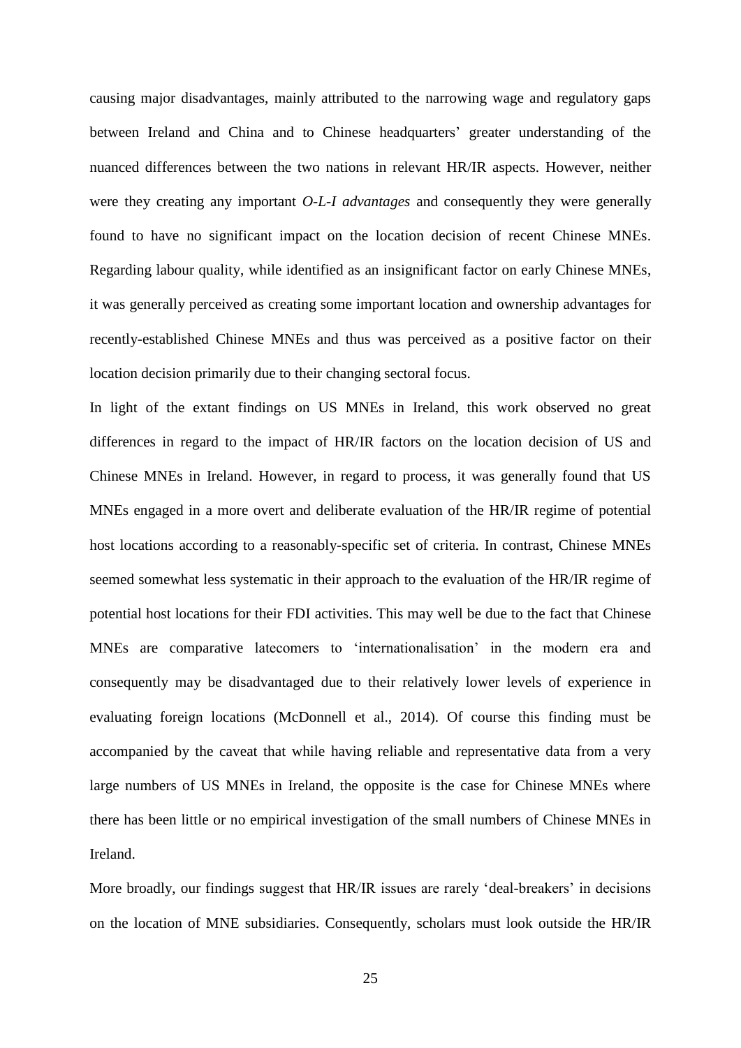causing major disadvantages, mainly attributed to the narrowing wage and regulatory gaps between Ireland and China and to Chinese headquarters' greater understanding of the nuanced differences between the two nations in relevant HR/IR aspects. However, neither were they creating any important *O-L-I advantages* and consequently they were generally found to have no significant impact on the location decision of recent Chinese MNEs. Regarding labour quality, while identified as an insignificant factor on early Chinese MNEs, it was generally perceived as creating some important location and ownership advantages for recently-established Chinese MNEs and thus was perceived as a positive factor on their location decision primarily due to their changing sectoral focus.

In light of the extant findings on US MNEs in Ireland, this work observed no great differences in regard to the impact of HR/IR factors on the location decision of US and Chinese MNEs in Ireland. However, in regard to process, it was generally found that US MNEs engaged in a more overt and deliberate evaluation of the HR/IR regime of potential host locations according to a reasonably-specific set of criteria. In contrast, Chinese MNEs seemed somewhat less systematic in their approach to the evaluation of the HR/IR regime of potential host locations for their FDI activities. This may well be due to the fact that Chinese MNEs are comparative latecomers to 'internationalisation' in the modern era and consequently may be disadvantaged due to their relatively lower levels of experience in evaluating foreign locations (McDonnell et al., 2014). Of course this finding must be accompanied by the caveat that while having reliable and representative data from a very large numbers of US MNEs in Ireland, the opposite is the case for Chinese MNEs where there has been little or no empirical investigation of the small numbers of Chinese MNEs in Ireland.

More broadly, our findings suggest that HR/IR issues are rarely 'deal-breakers' in decisions on the location of MNE subsidiaries. Consequently, scholars must look outside the HR/IR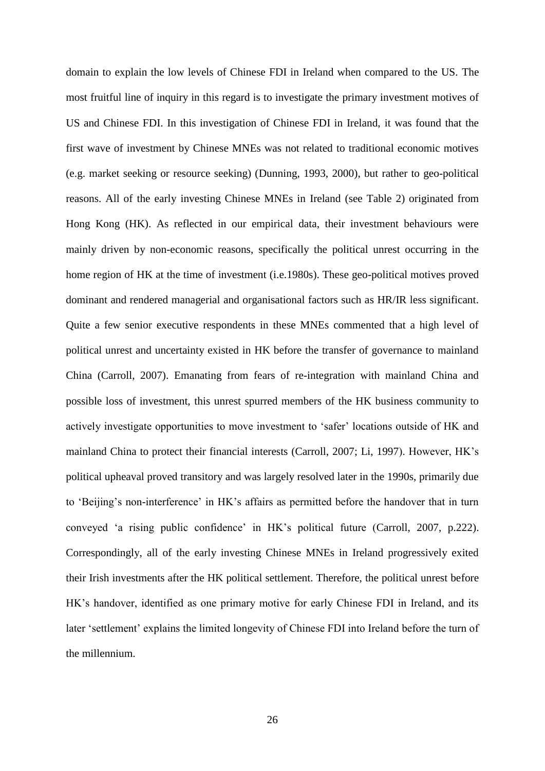domain to explain the low levels of Chinese FDI in Ireland when compared to the US. The most fruitful line of inquiry in this regard is to investigate the primary investment motives of US and Chinese FDI. In this investigation of Chinese FDI in Ireland, it was found that the first wave of investment by Chinese MNEs was not related to traditional economic motives (e.g. market seeking or resource seeking) (Dunning, 1993, 2000), but rather to geo-political reasons. All of the early investing Chinese MNEs in Ireland (see Table 2) originated from Hong Kong (HK). As reflected in our empirical data, their investment behaviours were mainly driven by non-economic reasons, specifically the political unrest occurring in the home region of HK at the time of investment (i.e.1980s). These geo-political motives proved dominant and rendered managerial and organisational factors such as HR/IR less significant. Quite a few senior executive respondents in these MNEs commented that a high level of political unrest and uncertainty existed in HK before the transfer of governance to mainland China (Carroll, 2007). Emanating from fears of re-integration with mainland China and possible loss of investment, this unrest spurred members of the HK business community to actively investigate opportunities to move investment to 'safer' locations outside of HK and mainland China to protect their financial interests (Carroll, 2007; Li, 1997). However, HK's political upheaval proved transitory and was largely resolved later in the 1990s, primarily due to 'Beijing's non-interference' in HK's affairs as permitted before the handover that in turn conveyed 'a rising public confidence' in HK's political future (Carroll, 2007, p.222). Correspondingly, all of the early investing Chinese MNEs in Ireland progressively exited their Irish investments after the HK political settlement. Therefore, the political unrest before HK's handover, identified as one primary motive for early Chinese FDI in Ireland, and its later 'settlement' explains the limited longevity of Chinese FDI into Ireland before the turn of the millennium.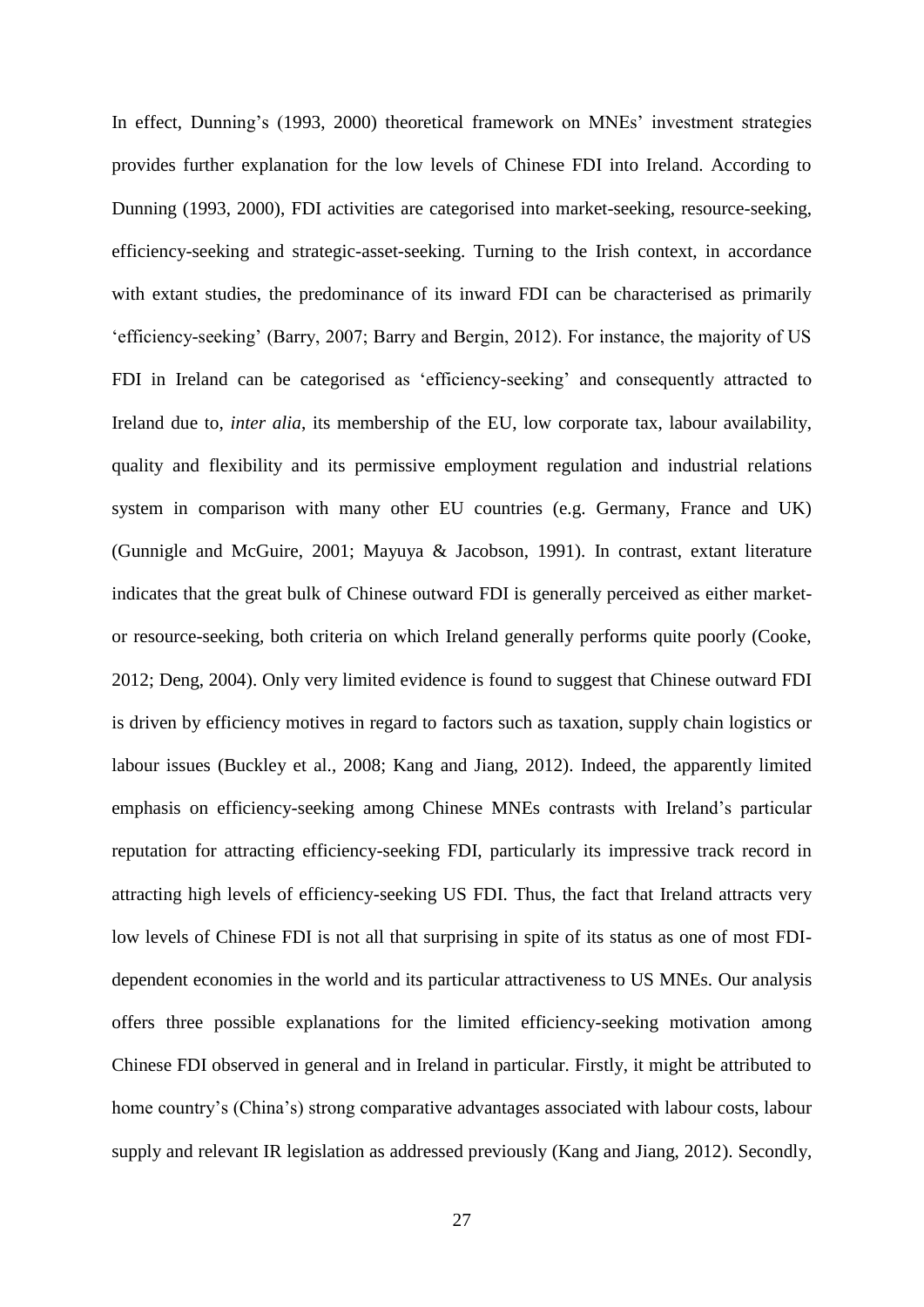In effect, Dunning's (1993, 2000) theoretical framework on MNEs' investment strategies provides further explanation for the low levels of Chinese FDI into Ireland. According to Dunning (1993, 2000), FDI activities are categorised into market-seeking, resource-seeking, efficiency-seeking and strategic-asset-seeking. Turning to the Irish context, in accordance with extant studies, the predominance of its inward FDI can be characterised as primarily 'efficiency-seeking' (Barry, 2007; Barry and Bergin, 2012). For instance, the majority of US FDI in Ireland can be categorised as 'efficiency-seeking' and consequently attracted to Ireland due to, *inter alia*, its membership of the EU, low corporate tax, labour availability, quality and flexibility and its permissive employment regulation and industrial relations system in comparison with many other EU countries (e.g. Germany, France and UK) (Gunnigle and McGuire, 2001; Mayuya & Jacobson, 1991). In contrast, extant literature indicates that the great bulk of Chinese outward FDI is generally perceived as either market- or resource-seeking, both criteria on which Ireland generally performs quite poorly (Cooke, 2012; Deng, 2004). Only very limited evidence is found to suggest that Chinese outward FDI is driven by efficiency motives in regard to factors such as taxation, supply chain logistics or labour issues (Buckley et al., 2008; Kang and Jiang, 2012). Indeed, the apparently limited emphasis on efficiency-seeking among Chinese MNEs contrasts with Ireland's particular reputation for attracting efficiency-seeking FDI, particularly its impressive track record in attracting high levels of efficiency-seeking US FDI. Thus, the fact that Ireland attracts very low levels of Chinese FDI is not all that surprising in spite of its status as one of most FDI-dependent economies in the world and its particular attractiveness to US MNEs. Our analysis offers three possible explanations for the limited efficiency-seeking motivation among Chinese FDI observed in general and in Ireland in particular. Firstly, it might be attributed to home country's (China's) strong comparative advantages associated with labour costs, labour supply and relevant IR legislation as addressed previously (Kang and Jiang, 2012). Secondly,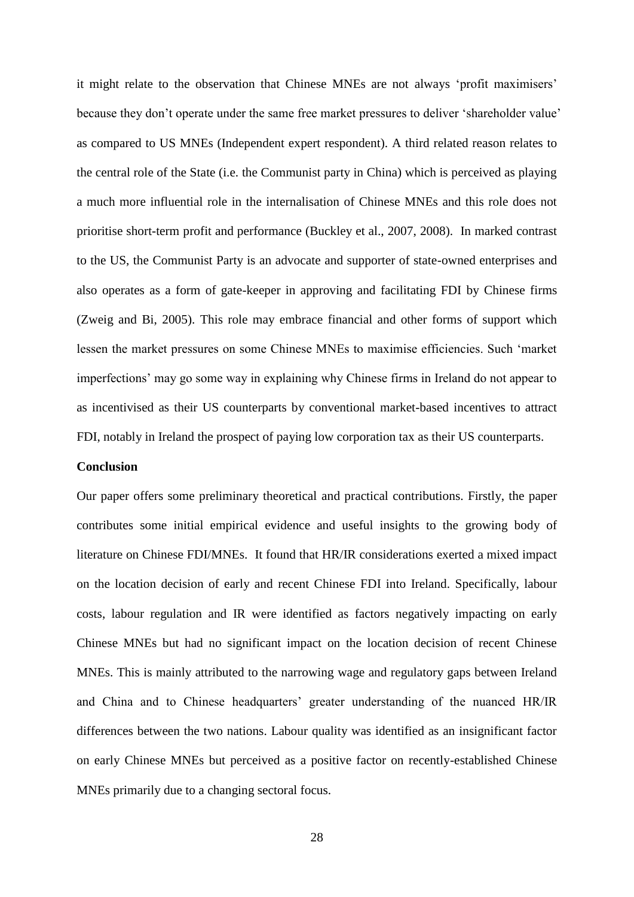it might relate to the observation that Chinese MNEs are not always 'profit maximisers' because they don't operate under the same free market pressures to deliver 'shareholder value' as compared to US MNEs (Independent expert respondent). A third related reason relates to the central role of the State (i.e. the Communist party in China) which is perceived as playing a much more influential role in the internalisation of Chinese MNEs and this role does not prioritise short-term profit and performance (Buckley et al., 2007, 2008). In marked contrast to the US, the Communist Party is an advocate and supporter of state-owned enterprises and also operates as a form of gate-keeper in approving and facilitating FDI by Chinese firms (Zweig and Bi, 2005). This role may embrace financial and other forms of support which lessen the market pressures on some Chinese MNEs to maximise efficiencies. Such 'market imperfections' may go some way in explaining why Chinese firms in Ireland do not appear to as incentivised as their US counterparts by conventional market-based incentives to attract FDI, notably in Ireland the prospect of paying low corporation tax as their US counterparts.

**Conclusion**

Our paper offers some preliminary theoretical and practical contributions. Firstly, the paper contributes some initial empirical evidence and useful insights to the growing body of literature on Chinese FDI/MNEs. It found that HR/IR considerations exerted a mixed impact on the location decision of early and recent Chinese FDI into Ireland. Specifically, labour costs, labour regulation and IR were identified as factors negatively impacting on early Chinese MNEs but had no significant impact on the location decision of recent Chinese MNEs. This is mainly attributed to the narrowing wage and regulatory gaps between Ireland and China and to Chinese headquarters' greater understanding of the nuanced HR/IR differences between the two nations. Labour quality was identified as an insignificant factor on early Chinese MNEs but perceived as a positive factor on recently-established Chinese MNEs primarily due to a changing sectoral focus.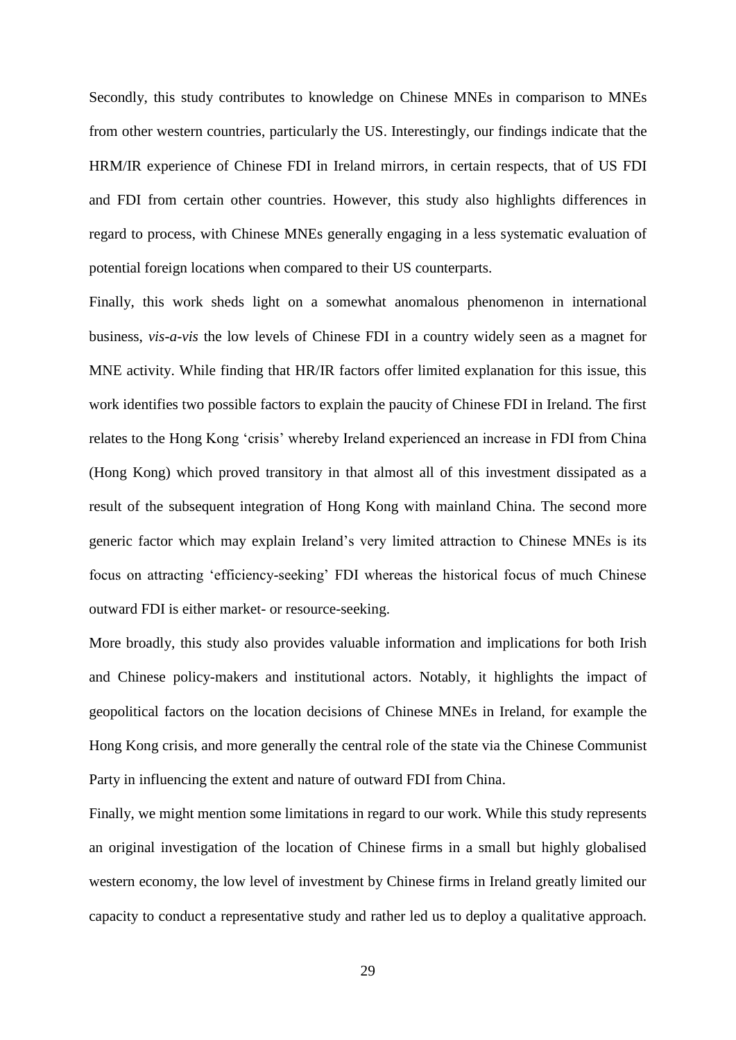Secondly, this study contributes to knowledge on Chinese MNEs in comparison to MNEs from other western countries, particularly the US. Interestingly, our findings indicate that the HRM/IR experience of Chinese FDI in Ireland mirrors, in certain respects, that of US FDI and FDI from certain other countries. However, this study also highlights differences in regard to process, with Chinese MNEs generally engaging in a less systematic evaluation of potential foreign locations when compared to their US counterparts.

Finally, this work sheds light on a somewhat anomalous phenomenon in international business, *vis-a-vis* the low levels of Chinese FDI in a country widely seen as a magnet for MNE activity. While finding that HR/IR factors offer limited explanation for this issue, this work identifies two possible factors to explain the paucity of Chinese FDI in Ireland. The first relates to the Hong Kong 'crisis' whereby Ireland experienced an increase in FDI from China (Hong Kong) which proved transitory in that almost all of this investment dissipated as a result of the subsequent integration of Hong Kong with mainland China. The second more generic factor which may explain Ireland's very limited attraction to Chinese MNEs is its focus on attracting 'efficiency-seeking' FDI whereas the historical focus of much Chinese outward FDI is either market- or resource-seeking.

More broadly, this study also provides valuable information and implications for both Irish and Chinese policy-makers and institutional actors. Notably, it highlights the impact of geopolitical factors on the location decisions of Chinese MNEs in Ireland, for example the Hong Kong crisis, and more generally the central role of the state via the Chinese Communist Party in influencing the extent and nature of outward FDI from China.

Finally, we might mention some limitations in regard to our work. While this study represents an original investigation of the location of Chinese firms in a small but highly globalised western economy, the low level of investment by Chinese firms in Ireland greatly limited our capacity to conduct a representative study and rather led us to deploy a qualitative approach.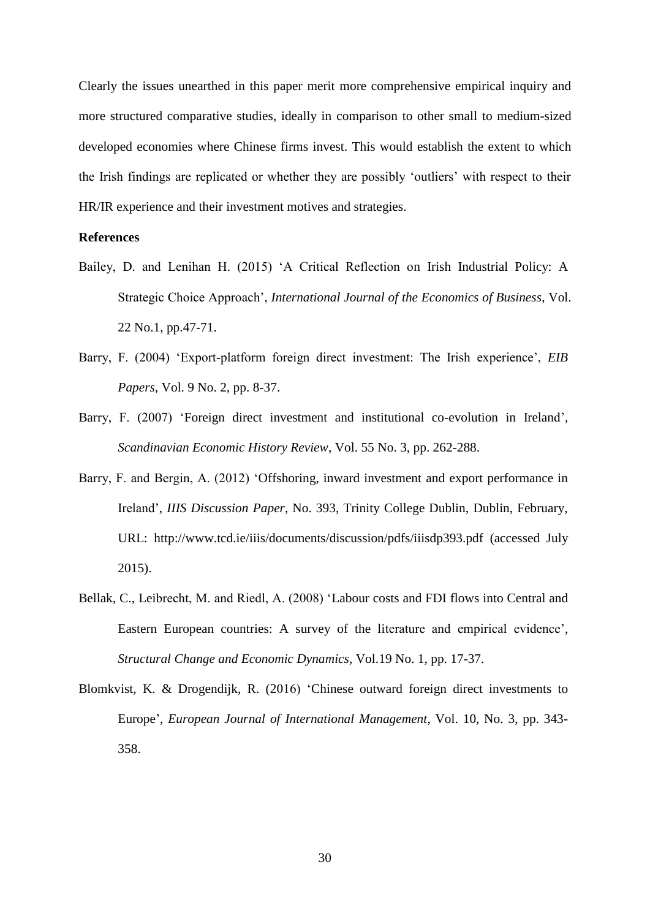Clearly the issues unearthed in this paper merit more comprehensive empirical inquiry and more structured comparative studies, ideally in comparison to other small to medium-sized developed economies where Chinese firms invest. This would establish the extent to which the Irish findings are replicated or whether they are possibly 'outliers' with respect to their HR/IR experience and their investment motives and strategies.

**References**

Bailey, D. and Lenihan H. (2015) 'A Critical Reflection on Irish Industrial Policy: A Strategic Choice Approach', *International Journal of the Economics of Business*, Vol. 22 No.1, pp.47-71.

Barry, F. (2004) 'Export-platform foreign direct investment: The Irish experience', *EIB Papers*, Vol. 9 No. 2, pp. 8-37.

Barry, F. (2007) 'Foreign direct investment and institutional co-evolution in Ireland', *Scandinavian Economic History Review*, Vol. 55 No. 3, pp. 262-288.

Barry, F. and Bergin, A. (2012) 'Offshoring, inward investment and export performance in Ireland', *IIIS Discussion Paper*, No. 393, Trinity College Dublin, Dublin, February, URL: http://www.tcd.ie/iiis/documents/discussion/pdfs/iiisdp393.pdf (accessed July 2015).

Bellak, C., Leibrecht, M. and Riedl, A. (2008) 'Labour costs and FDI flows into Central and Eastern European countries: A survey of the literature and empirical evidence', *Structural Change and Economic Dynamics*, Vol.19 No. 1, pp. 17-37.

Blomkvist, K. & Drogendijk, R. (2016) 'Chinese outward foreign direct investments to Europe', *European Journal of International Management*, Vol. 10, No. 3, pp. 343-358.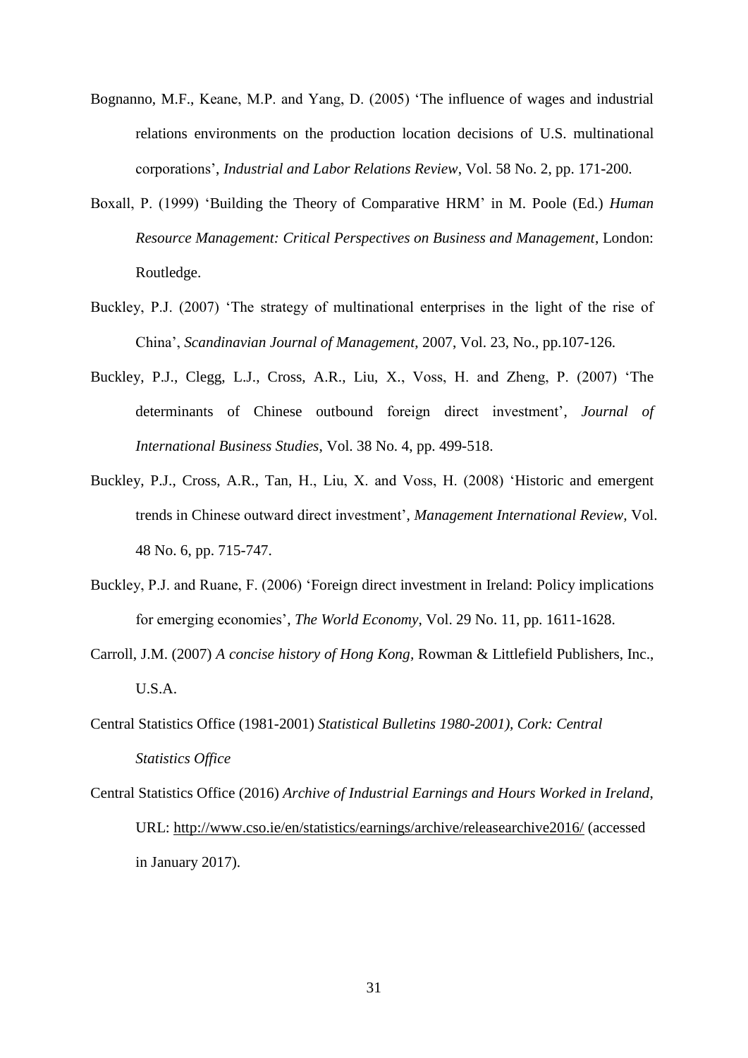Bognanno, M.F., Keane, M.P. and Yang, D. (2005) 'The influence of wages and industrial relations environments on the production location decisions of U.S. multinational corporations', *Industrial and Labor Relations Review*, Vol. 58 No. 2, pp. 171-200.

Boxall, P. (1999) 'Building the Theory of Comparative HRM' in M. Poole (Ed.) *Human Resource Management: Critical Perspectives on Business and Management*, London: Routledge.

Buckley, P.J. (2007) 'The strategy of multinational enterprises in the light of the rise of China', *Scandinavian Journal of Management*, 2007, Vol. 23, No., pp.107-126.

Buckley, P.J., Clegg, L.J., Cross, A.R., Liu, X., Voss, H. and Zheng, P. (2007) 'The determinants of Chinese outbound foreign direct investment', *Journal of International Business Studies*, Vol. 38 No. 4, pp. 499-518.

Buckley, P.J., Cross, A.R., Tan, H., Liu, X. and Voss, H. (2008) 'Historic and emergent trends in Chinese outward direct investment', *Management International Review*, Vol. 48 No. 6, pp. 715-747.

Buckley, P.J. and Ruane, F. (2006) 'Foreign direct investment in Ireland: Policy implications for emerging economies', *The World Economy*, Vol. 29 No. 11, pp. 1611-1628.

Carroll, J.M. (2007) *A concise history of Hong Kong*, Rowman & Littlefield Publishers, Inc., U.S.A.

Central Statistics Office (1981-2001) *Statistical Bulletins 1980-2001), Cork: Central Statistics Office*

Central Statistics Office (2016) *Archive of Industrial Earnings and Hours Worked in Ireland*, URL: http://www.cso.ie/en/statistics/earnings/archive/releasearchive2016/ (accessed in January 2017).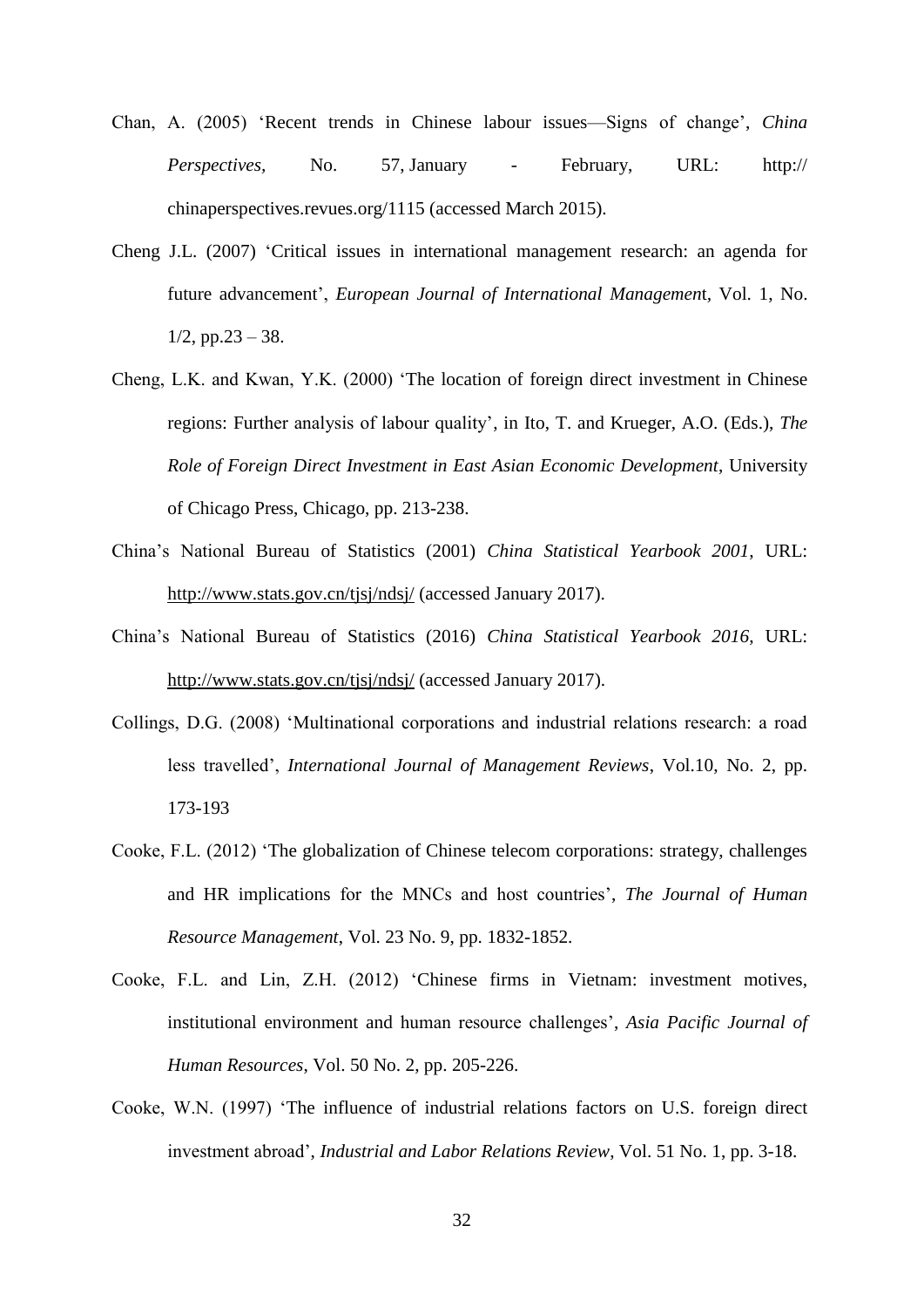Chan, A. (2005) 'Recent trends in Chinese labour issues—Signs of change', *China Perspectives*, No. 57, January - February, URL: http:// chinaperspectives.revues.org/1115 (accessed March 2015).

Cheng J.L. (2007) 'Critical issues in international management research: an agenda for future advancement', *European Journal of International Management*, Vol. 1, No. 1/2, pp.23 – 38.

Cheng, L.K. and Kwan, Y.K. (2000) 'The location of foreign direct investment in Chinese regions: Further analysis of labour quality', in Ito, T. and Krueger, A.O. (Eds.), *The Role of Foreign Direct Investment in East Asian Economic Development*, University of Chicago Press, Chicago, pp. 213-238.

China's National Bureau of Statistics (2001) *China Statistical Yearbook 2001*, URL: http://www.stats.gov.cn/tjsj/ndsj/ (accessed January 2017).

China's National Bureau of Statistics (2016) *China Statistical Yearbook 2016*, URL: http://www.stats.gov.cn/tjsj/ndsj/ (accessed January 2017).

Collings, D.G. (2008) 'Multinational corporations and industrial relations research: a road less travelled', *International Journal of Management Reviews*, Vol.10, No. 2, pp. 173-193

Cooke, F.L. (2012) 'The globalization of Chinese telecom corporations: strategy, challenges and HR implications for the MNCs and host countries', *The Journal of Human Resource Management*, Vol. 23 No. 9, pp. 1832-1852.

Cooke, F.L. and Lin, Z.H. (2012) 'Chinese firms in Vietnam: investment motives, institutional environment and human resource challenges', *Asia Pacific Journal of Human Resources*, Vol. 50 No. 2, pp. 205-226.

Cooke, W.N. (1997) 'The influence of industrial relations factors on U.S. foreign direct investment abroad', *Industrial and Labor Relations Review*, Vol. 51 No. 1, pp. 3-18.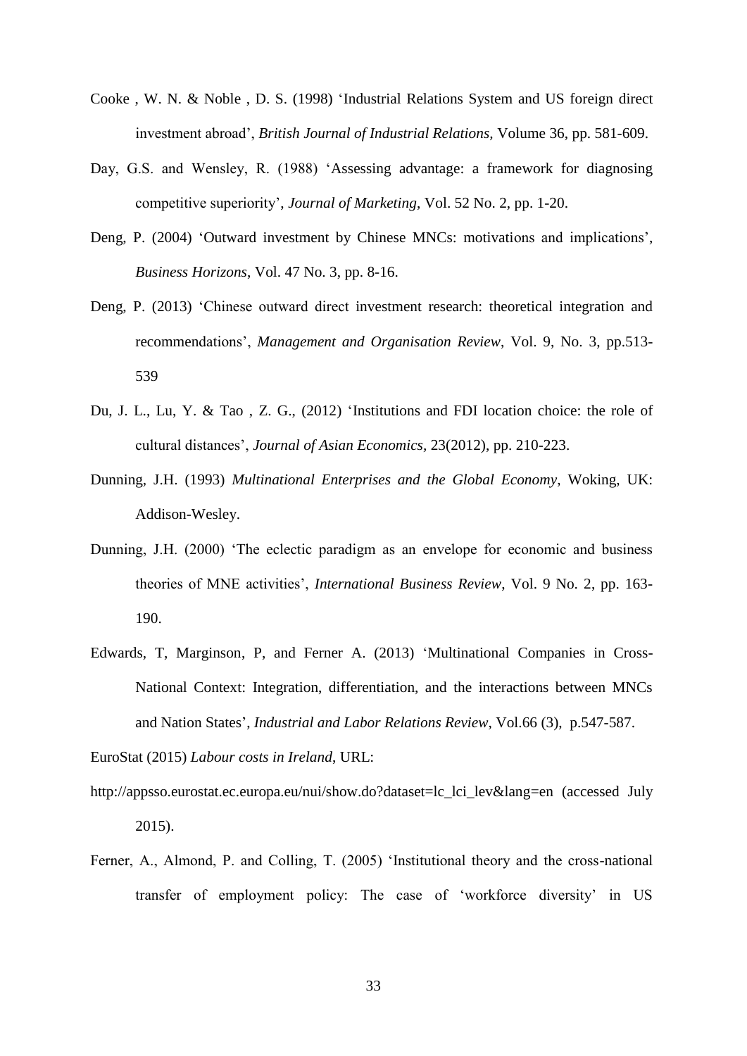Cooke , W. N. & Noble , D. S. (1998) 'Industrial Relations System and US foreign direct investment abroad', *British Journal of Industrial Relations*, Volume 36, pp. 581-609.

Day, G.S. and Wensley, R. (1988) 'Assessing advantage: a framework for diagnosing competitive superiority', *Journal of Marketing*, Vol. 52 No. 2, pp. 1-20.

Deng, P. (2004) 'Outward investment by Chinese MNCs: motivations and implications', *Business Horizons*, Vol. 47 No. 3, pp. 8-16.

Deng, P. (2013) 'Chinese outward direct investment research: theoretical integration and recommendations', *Management and Organisation Review*, Vol. 9, No. 3, pp.513-539

Du, J. L., Lu, Y. & Tao , Z. G., (2012) 'Institutions and FDI location choice: the role of cultural distances', *Journal of Asian Economics,* 23(2012), pp. 210-223.

Dunning, J.H. (1993) *Multinational Enterprises and the Global Economy*, Woking, UK: Addison-Wesley.

Dunning, J.H. (2000) 'The eclectic paradigm as an envelope for economic and business theories of MNE activities', *International Business Review*, Vol. 9 No. 2, pp. 163-190.

Edwards, T, Marginson, P, and Ferner A. (2013) 'Multinational Companies in Cross-National Context: Integration, differentiation, and the interactions between MNCs and Nation States', *Industrial and Labor Relations Review*, Vol.66 (3), p.547-587.

EuroStat (2015) *Labour costs in Ireland*, URL:

http://appsso.eurostat.ec.europa.eu/nui/show.do?dataset=lc_lci_lev&lang=en (accessed July 2015).

Ferner, A., Almond, P. and Colling, T. (2005) 'Institutional theory and the cross-national transfer of employment policy: The case of 'workforce diversity' in US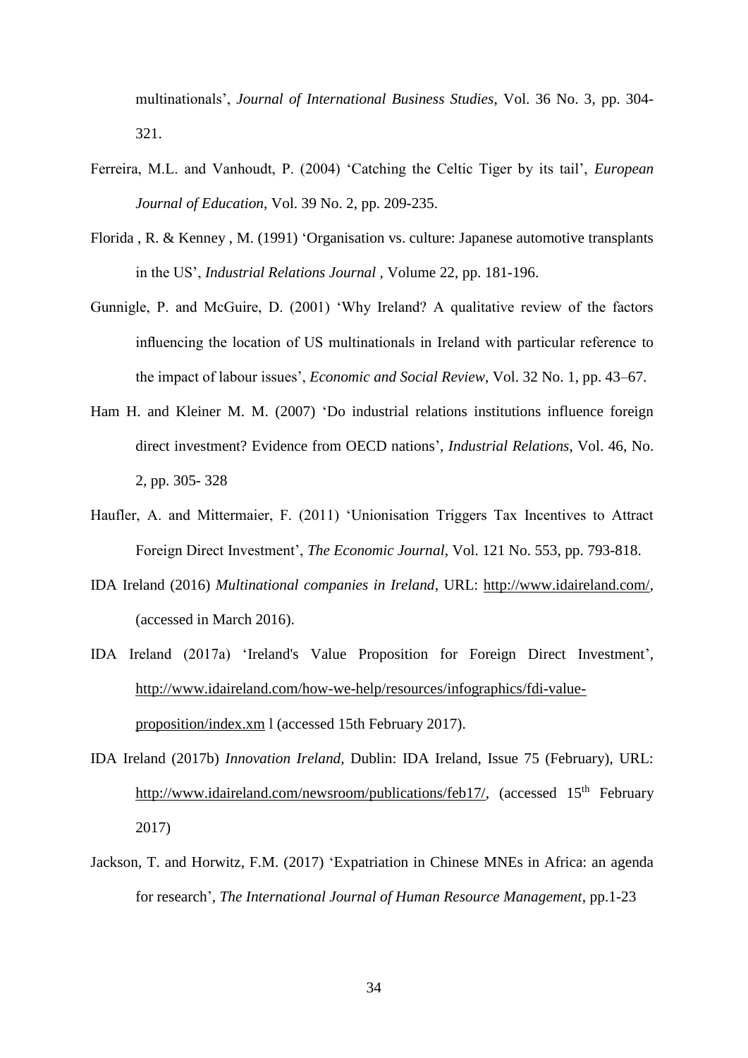multinationals', *Journal of International Business Studies*, Vol. 36 No. 3, pp. 304-321.

Ferreira, M.L. and Vanhoudt, P. (2004) 'Catching the Celtic Tiger by its tail', *European Journal of Education*, Vol. 39 No. 2, pp. 209-235.

Florida , R. & Kenney , M. (1991) 'Organisation vs. culture: Japanese automotive transplants in the US', *Industrial Relations Journal* , Volume 22, pp. 181-196.

Gunnigle, P. and McGuire, D. (2001) 'Why Ireland? A qualitative review of the factors influencing the location of US multinationals in Ireland with particular reference to the impact of labour issues', *Economic and Social Review*, Vol. 32 No. 1, pp. 43–67.

Ham H. and Kleiner M. M. (2007) 'Do industrial relations institutions influence foreign direct investment? Evidence from OECD nations', *Industrial Relations*, Vol. 46, No. 2, pp. 305- 328

Haufler, A. and Mittermaier, F. (2011) 'Unionisation Triggers Tax Incentives to Attract Foreign Direct Investment', *The Economic Journal*, Vol. 121 No. 553, pp. 793-818.

IDA Ireland (2016) *Multinational companies in Ireland*, URL: http://www.idaireland.com/, (accessed in March 2016).

IDA Ireland (2017a) 'Ireland's Value Proposition for Foreign Direct Investment', http://www.idaireland.com/how-we-help/resources/infographics/fdi-value-proposition/index.xm l (accessed 15th February 2017).

IDA Ireland (2017b) *Innovation Ireland,* Dublin: IDA Ireland, Issue 75 (February), URL: http://www.idaireland.com/newsroom/publications/feb17/, (accessed 15th February 2017)

Jackson, T. and Horwitz, F.M. (2017) 'Expatriation in Chinese MNEs in Africa: an agenda for research', *The International Journal of Human Resource Management*, pp.1-23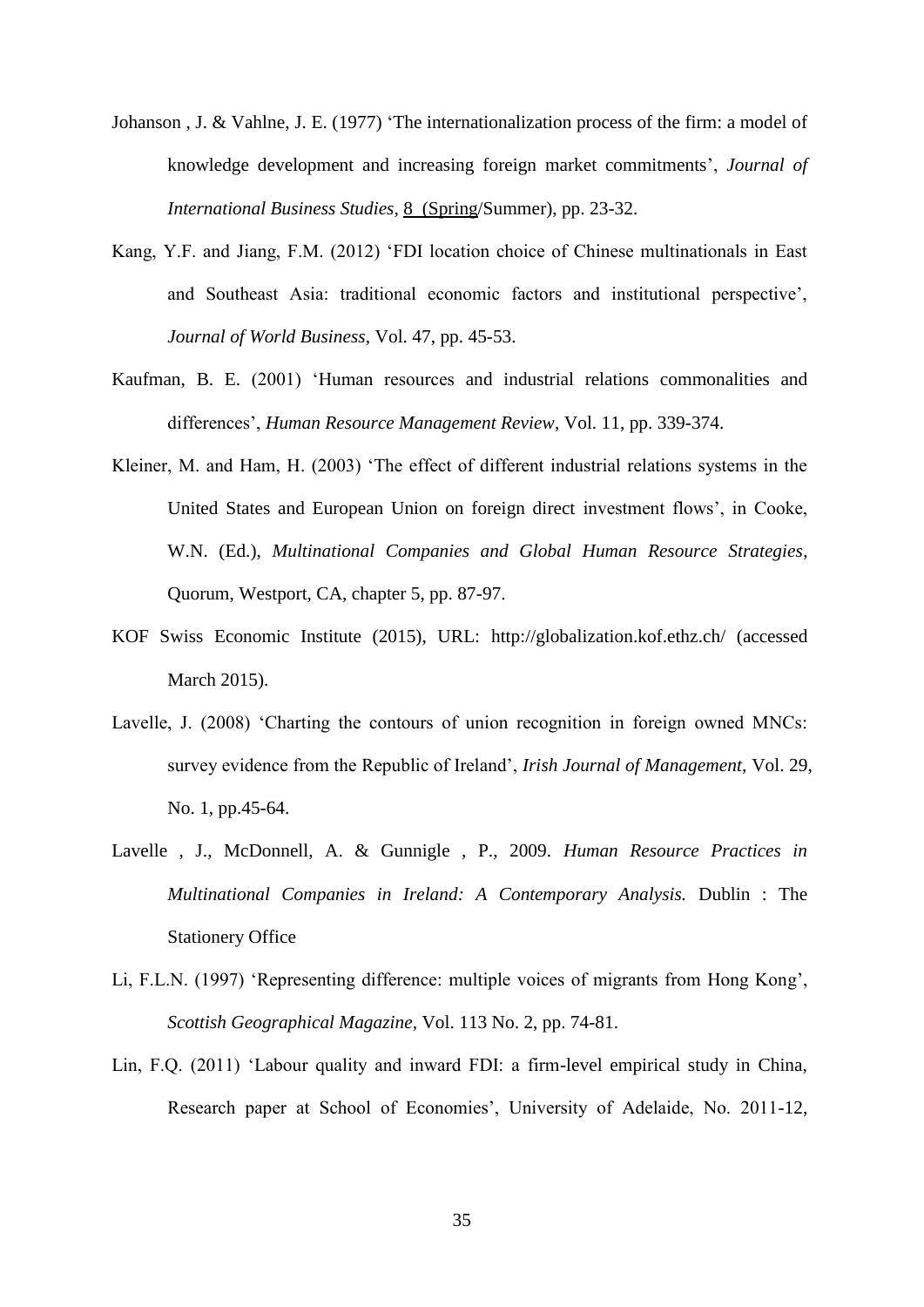Johanson , J. & Vahlne, J. E. (1977) 'The internationalization process of the firm: a model of knowledge development and increasing foreign market commitments', *Journal of International Business Studies,* 8 (Spring/Summer), pp. 23-32.

Kang, Y.F. and Jiang, F.M. (2012) 'FDI location choice of Chinese multinationals in East and Southeast Asia: traditional economic factors and institutional perspective', *Journal of World Business*, Vol. 47, pp. 45-53.

Kaufman, B. E. (2001) 'Human resources and industrial relations commonalities and differences', *Human Resource Management Review*, Vol. 11, pp. 339-374.

Kleiner, M. and Ham, H. (2003) 'The effect of different industrial relations systems in the United States and European Union on foreign direct investment flows', in Cooke, W.N. (Ed.), *Multinational Companies and Global Human Resource Strategies*, Quorum, Westport, CA, chapter 5, pp. 87-97.

KOF Swiss Economic Institute (2015), URL: http://globalization.kof.ethz.ch/ (accessed March 2015).

Lavelle, J. (2008) 'Charting the contours of union recognition in foreign owned MNCs: survey evidence from the Republic of Ireland', *Irish Journal of Management,* Vol. 29, No. 1, pp.45-64.

Lavelle , J., McDonnell, A. & Gunnigle , P., 2009. *Human Resource Practices in Multinational Companies in Ireland: A Contemporary Analysis.* Dublin : The Stationery Office

Li, F.L.N. (1997) 'Representing difference: multiple voices of migrants from Hong Kong', *Scottish Geographical Magazine*, Vol. 113 No. 2, pp. 74-81.

Lin, F.Q. (2011) 'Labour quality and inward FDI: a firm-level empirical study in China, Research paper at School of Economies', University of Adelaide, No. 2011-12,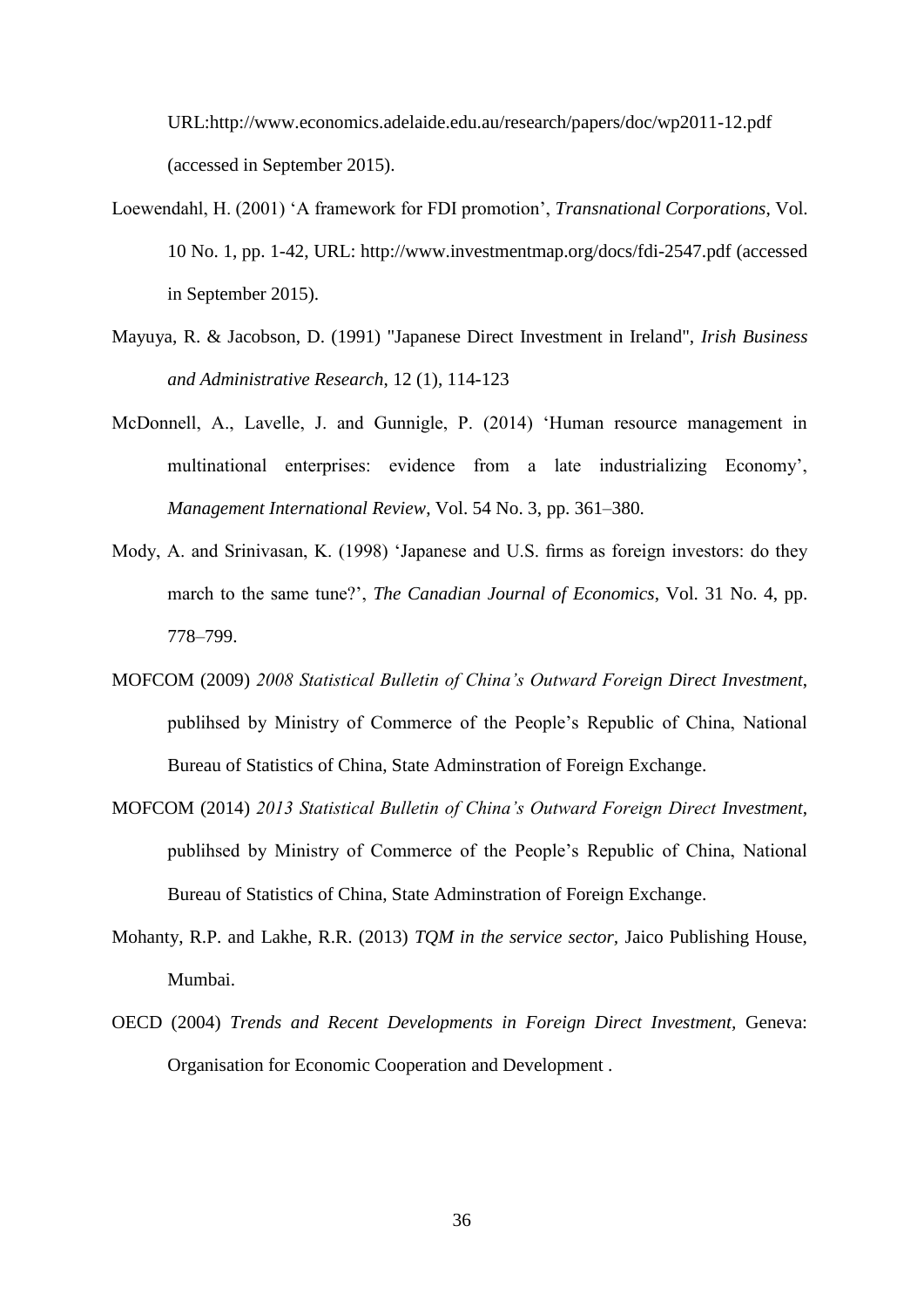URL:http://www.economics.adelaide.edu.au/research/papers/doc/wp2011-12.pdf (accessed in September 2015).

Loewendahl, H. (2001) 'A framework for FDI promotion', *Transnational Corporations*, Vol. 10 No. 1, pp. 1-42, URL: http://www.investmentmap.org/docs/fdi-2547.pdf (accessed in September 2015).

Mayuya, R. & Jacobson, D. (1991) "Japanese Direct Investment in Ireland", *Irish Business and Administrative Research*, 12 (1), 114-123

McDonnell, A., Lavelle, J. and Gunnigle, P. (2014) 'Human resource management in multinational enterprises: evidence from a late industrializing Economy', *Management International Review*, Vol. 54 No. 3, pp. 361–380.

Mody, A. and Srinivasan, K. (1998) 'Japanese and U.S. firms as foreign investors: do they march to the same tune?', *The Canadian Journal of Economics*, Vol. 31 No. 4, pp. 778–799.

MOFCOM (2009) *2008 Statistical Bulletin of China's Outward Foreign Direct Investment*, publihsed by Ministry of Commerce of the People's Republic of China, National Bureau of Statistics of China, State Adminstration of Foreign Exchange.

MOFCOM (2014) *2013 Statistical Bulletin of China's Outward Foreign Direct Investment*, publihsed by Ministry of Commerce of the People's Republic of China, National Bureau of Statistics of China, State Adminstration of Foreign Exchange.

Mohanty, R.P. and Lakhe, R.R. (2013) *TQM in the service sector*, Jaico Publishing House, Mumbai.

OECD (2004) *Trends and Recent Developments in Foreign Direct Investment*, Geneva: Organisation for Economic Cooperation and Development .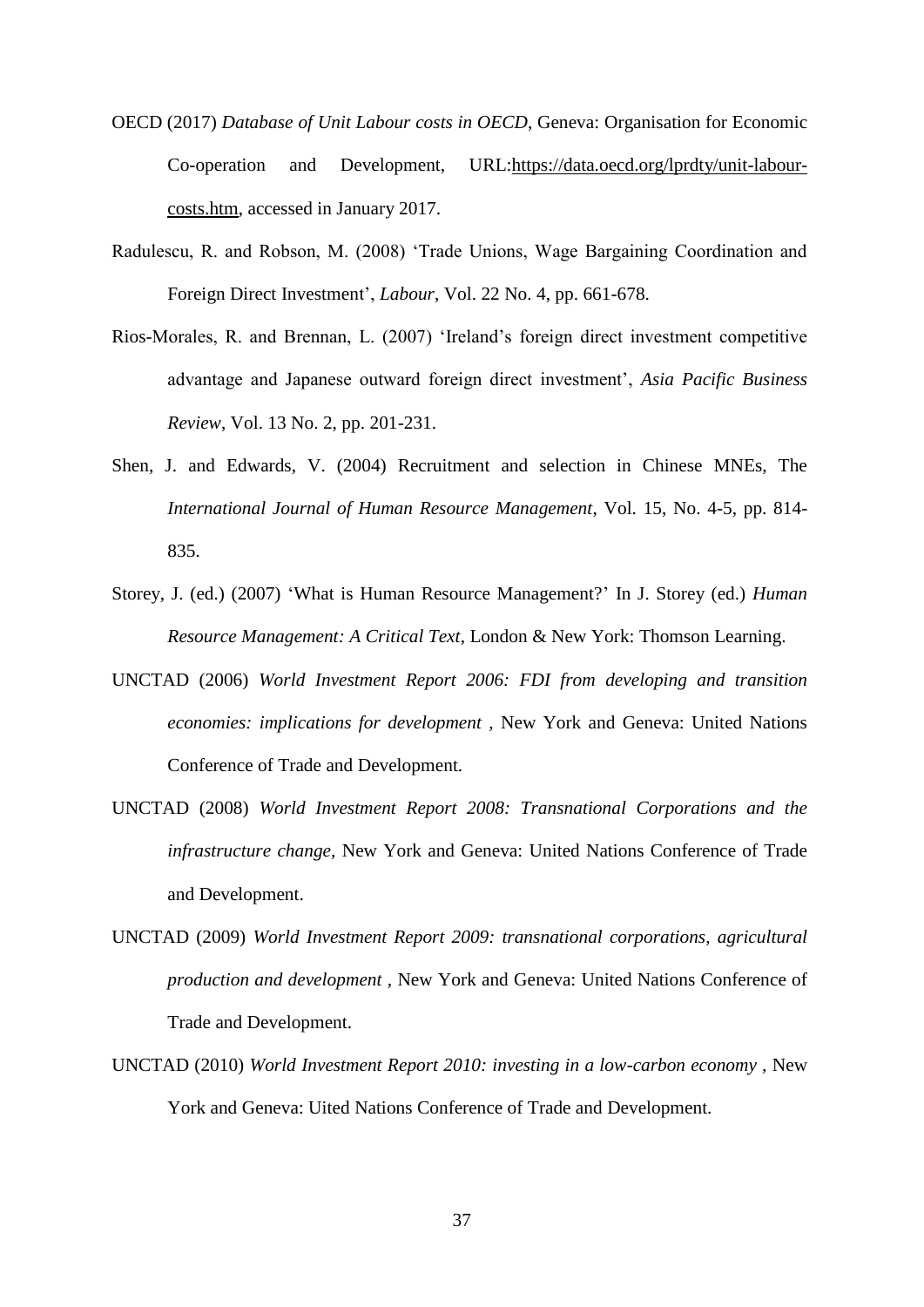OECD (2017) *Database of Unit Labour costs in OECD*, Geneva: Organisation for Economic Co-operation and Development, URL:https://data.oecd.org/lprdty/unit-labour-costs.htm, accessed in January 2017.

Radulescu, R. and Robson, M. (2008) 'Trade Unions, Wage Bargaining Coordination and Foreign Direct Investment', *Labour*, Vol. 22 No. 4, pp. 661-678.

Rios-Morales, R. and Brennan, L. (2007) 'Ireland's foreign direct investment competitive advantage and Japanese outward foreign direct investment', *Asia Pacific Business Review*, Vol. 13 No. 2, pp. 201-231.

Shen, J. and Edwards, V. (2004) Recruitment and selection in Chinese MNEs, The *International Journal of Human Resource Management*, Vol. 15, No. 4-5, pp. 814-835.

Storey, J. (ed.) (2007) 'What is Human Resource Management?' In J. Storey (ed.) *Human Resource Management: A Critical Text*, London & New York: Thomson Learning.

UNCTAD (2006) *World Investment Report 2006: FDI from developing and transition economies: implications for development* , New York and Geneva: United Nations Conference of Trade and Development.

UNCTAD (2008) *World Investment Report 2008: Transnational Corporations and the infrastructure change,* New York and Geneva: United Nations Conference of Trade and Development.

UNCTAD (2009) *World Investment Report 2009: transnational corporations, agricultural production and development* , New York and Geneva: United Nations Conference of Trade and Development.

UNCTAD (2010) *World Investment Report 2010: investing in a low-carbon economy* , New York and Geneva: Uited Nations Conference of Trade and Development.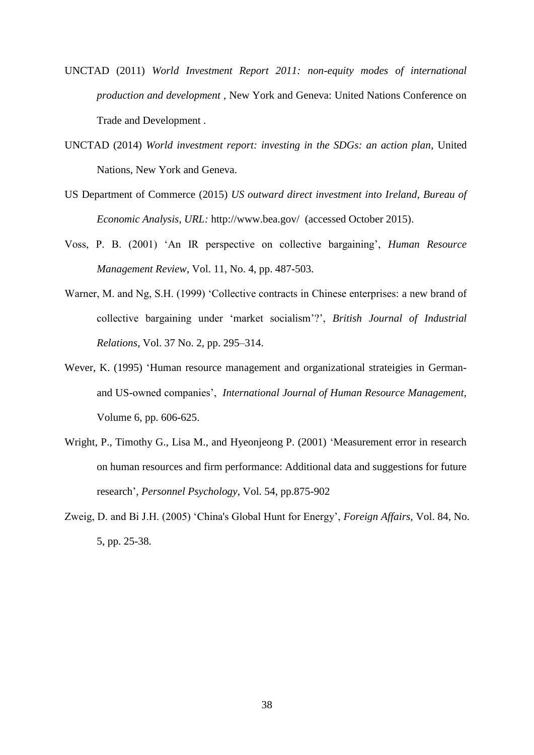UNCTAD (2011) *World Investment Report 2011: non-equity modes of international production and development* , New York and Geneva: United Nations Conference on Trade and Development .

UNCTAD (2014) *World investment report: investing in the SDGs: an action plan*, United Nations, New York and Geneva.

US Department of Commerce (2015) *US outward direct investment into Ireland, Bureau of Economic Analysis, URL:* http://www.bea.gov/ (accessed October 2015).

Voss, P. B. (2001) 'An IR perspective on collective bargaining', *Human Resource Management Review*, Vol. 11, No. 4, pp. 487-503.

Warner, M. and Ng, S.H. (1999) 'Collective contracts in Chinese enterprises: a new brand of collective bargaining under 'market socialism'?', *British Journal of Industrial Relations*, Vol. 37 No. 2, pp. 295–314.

Wever, K. (1995) 'Human resource management and organizational strateigies in German- and US-owned companies', *International Journal of Human Resource Management,* Volume 6, pp. 606-625.

Wright, P., Timothy G., Lisa M., and Hyeonjeong P. (2001) 'Measurement error in research on human resources and firm performance: Additional data and suggestions for future research', *Personnel Psychology*, Vol. 54, pp.875-902

Zweig, D. and Bi J.H. (2005) 'China's Global Hunt for Energy', *Foreign Affairs,* Vol. 84, No. 5, pp. 25-38.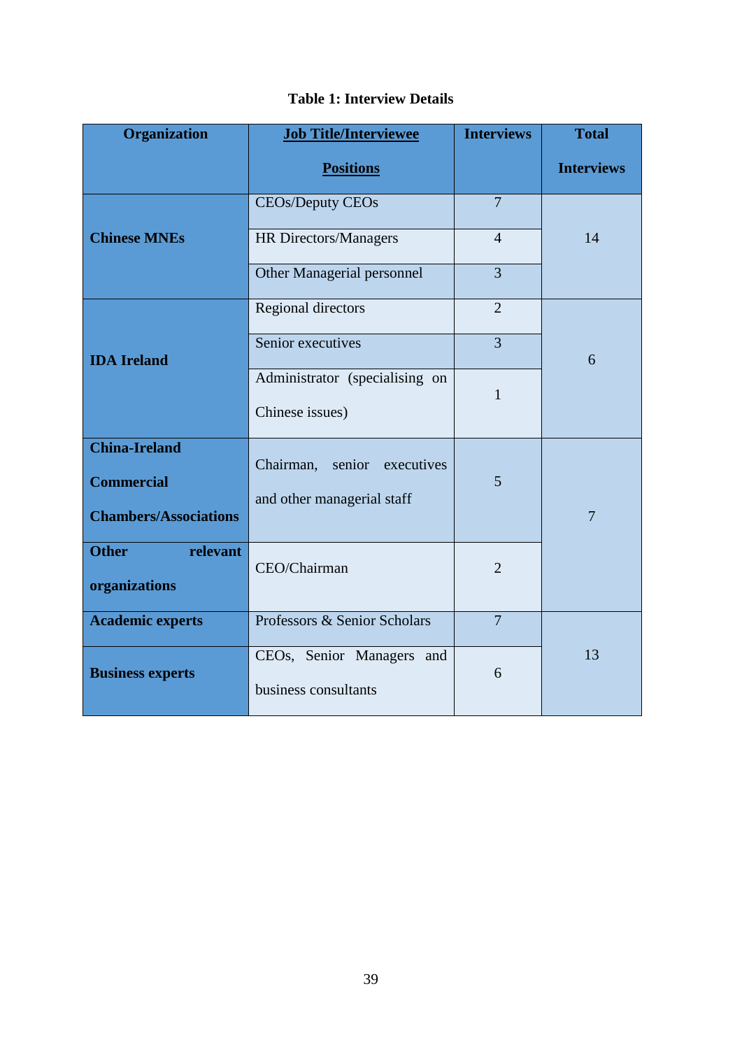**Table 1: Interview Details**

| Organization | Job Title/Interviewee Positions | Interviews | Total Interviews |
|---|---|---|---|
| **Chinese MNEs** | CEOs/Deputy CEOs | 7 | 14 |
| | HR Directors/Managers | 4 | |
| | Other Managerial personnel | 3 | |
| **IDA Ireland** | Regional directors | 2 | 6 |
| | Senior executives | 3 | |
| | Administrator (specialising on Chinese issues) | 1 | |
| **China-Ireland Commercial Chambers/Associations** | Chairman, senior executives and other managerial staff | 5 | 7 |
| **Other relevant organizations** | CEO/Chairman | 2 | |
| **Academic experts** | Professors & Senior Scholars | 7 | 13 |
| **Business experts** | CEOs, Senior Managers and business consultants | 6 | |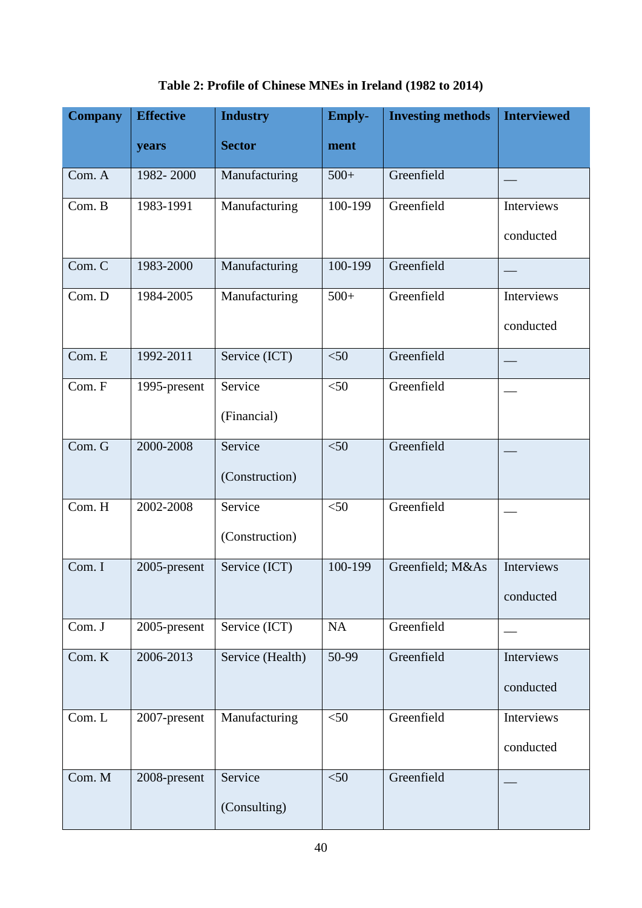**Table 2: Profile of Chinese MNEs in Ireland (1982 to 2014)**

| Company | Effective years | Industry Sector | Emply-ment | Investing methods | Interviewed |
|---|---|---|---|---|---|
| Com. A | 1982- 2000 | Manufacturing | 500+ | Greenfield | — |
| Com. B | 1983-1991 | Manufacturing | 100-199 | Greenfield | Interviews conducted |
| Com. C | 1983-2000 | Manufacturing | 100-199 | Greenfield | — |
| Com. D | 1984-2005 | Manufacturing | 500+ | Greenfield | Interviews conducted |
| Com. E | 1992-2011 | Service (ICT) | <50 | Greenfield | — |
| Com. F | 1995-present | Service (Financial) | <50 | Greenfield | — |
| Com. G | 2000-2008 | Service (Construction) | <50 | Greenfield | — |
| Com. H | 2002-2008 | Service (Construction) | <50 | Greenfield | — |
| Com. I | 2005-present | Service (ICT) | 100-199 | Greenfield; M&As | Interviews conducted |
| Com. J | 2005-present | Service (ICT) | NA | Greenfield | — |
| Com. K | 2006-2013 | Service (Health) | 50-99 | Greenfield | Interviews conducted |
| Com. L | 2007-present | Manufacturing | <50 | Greenfield | Interviews conducted |
| Com. M | 2008-present | Service (Consulting) | <50 | Greenfield | — |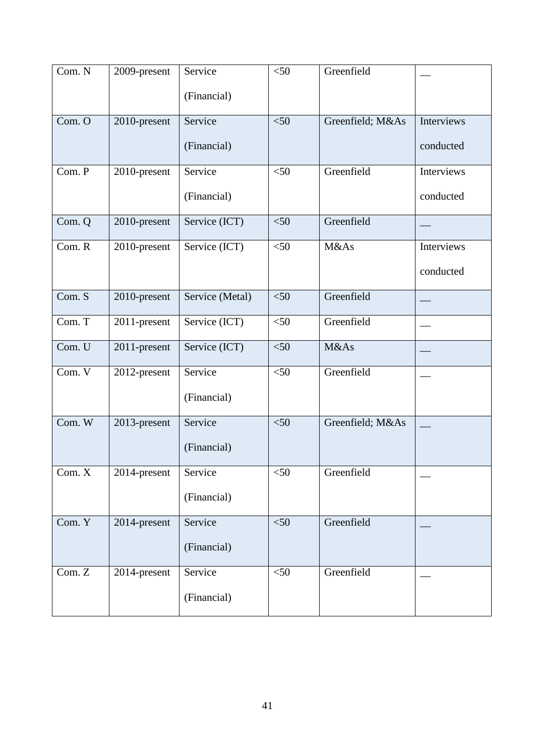| Com. N | 2009-present | Service (Financial) | <50 | Greenfield | __ |
|---|---|---|---|---|---|
| Com. O | 2010-present | Service (Financial) | <50 | Greenfield; M&As | Interviews conducted |
| Com. P | 2010-present | Service (Financial) | <50 | Greenfield | Interviews conducted |
| Com. Q | 2010-present | Service (ICT) | <50 | Greenfield | __ |
| Com. R | 2010-present | Service (ICT) | <50 | M&As | Interviews conducted |
| Com. S | 2010-present | Service (Metal) | <50 | Greenfield | __ |
| Com. T | 2011-present | Service (ICT) | <50 | Greenfield | __ |
| Com. U | 2011-present | Service (ICT) | <50 | M&As | __ |
| Com. V | 2012-present | Service (Financial) | <50 | Greenfield | __ |
| Com. W | 2013-present | Service (Financial) | <50 | Greenfield; M&As | __ |
| Com. X | 2014-present | Service (Financial) | <50 | Greenfield | __ |
| Com. Y | 2014-present | Service (Financial) | <50 | Greenfield | __ |
| Com. Z | 2014-present | Service (Financial) | <50 | Greenfield | __ |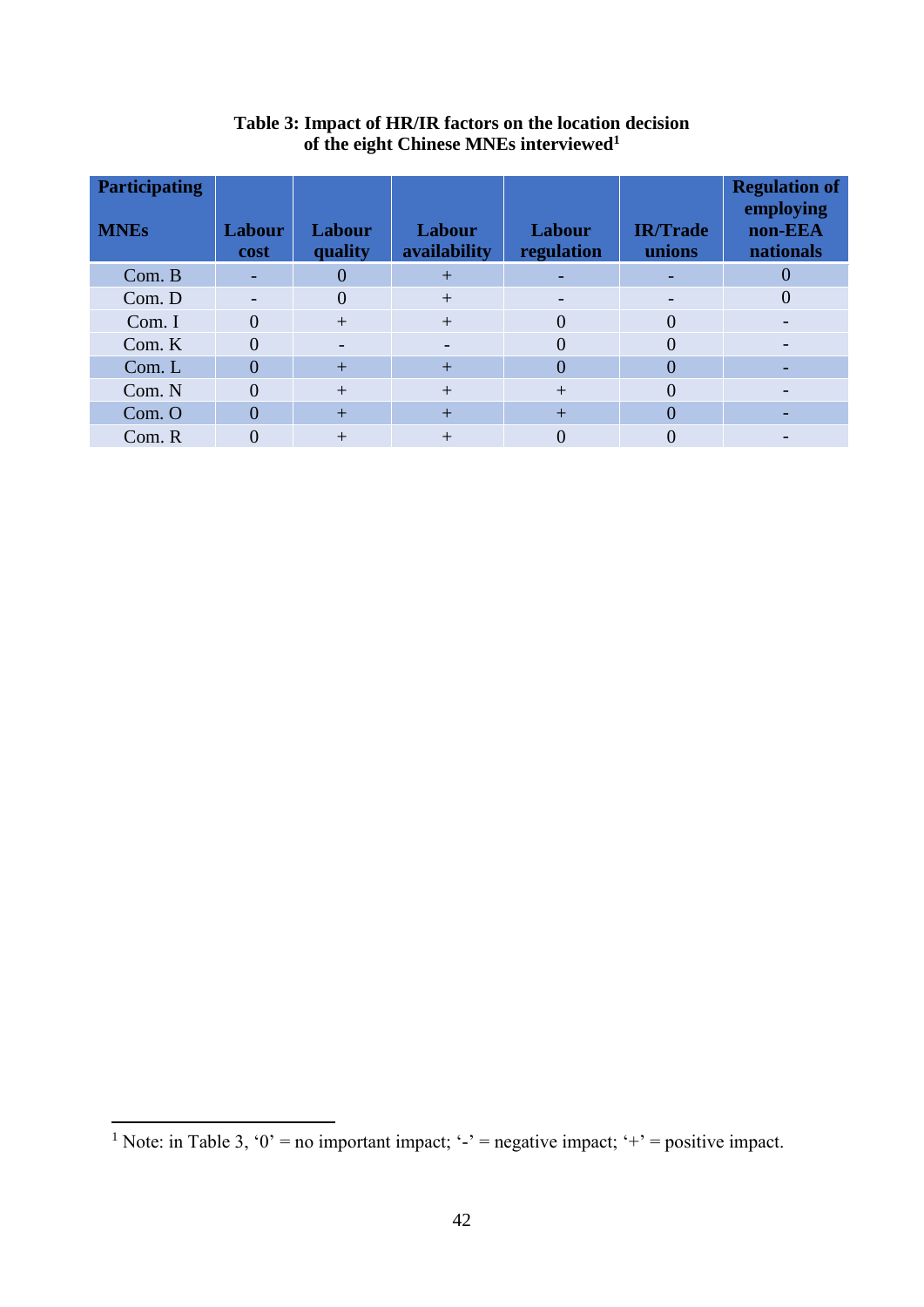**Table 3: Impact of HR/IR factors on the location decision of the eight Chinese MNEs interviewed**[1]

| Participating MNEs | Labour cost | Labour quality | Labour availability | Labour regulation | IR/Trade unions | Regulation of employing non-EEA nationals |
|---|---|---|---|---|---|---|
| Com. B | - | 0 | + | - | - | 0 |
| Com. D | - | 0 | + | - | - | 0 |
| Com. I | 0 | + | + | 0 | 0 | - |
| Com. K | 0 | - | - | 0 | 0 | - |
| Com. L | 0 | + | + | 0 | 0 | - |
| Com. N | 0 | + | + | + | 0 | - |
| Com. O | 0 | + | + | + | 0 | - |
| Com. R | 0 | + | + | 0 | 0 | - |

[1] Note: in Table 3, '0' = no important impact; '-' = negative impact; '+' = positive impact.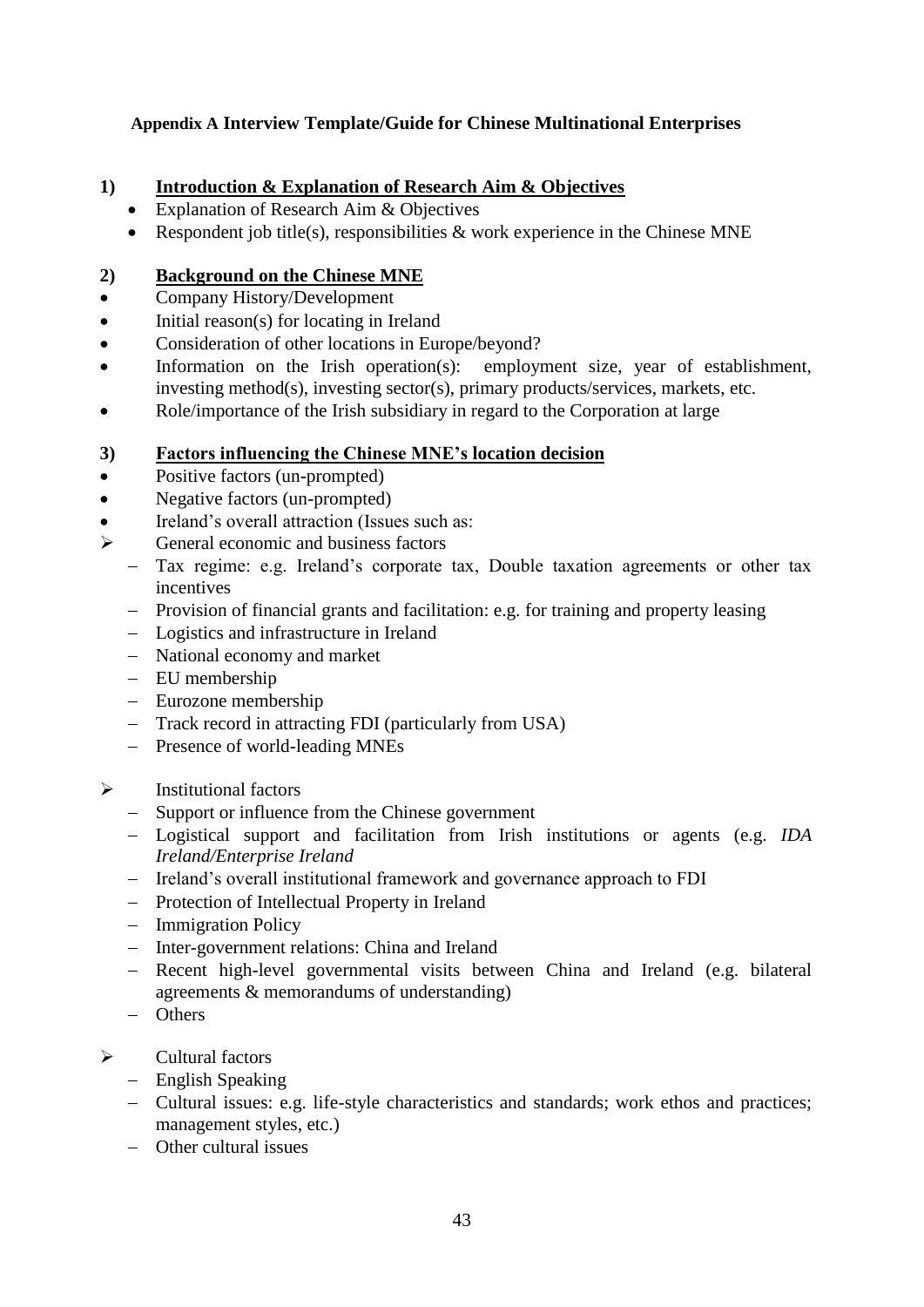### Appendix A Interview Template/Guide for Chinese Multinational Enterprises

**1) Introduction & Explanation of Research Aim & Objectives**

- Explanation of Research Aim & Objectives
- Respondent job title(s), responsibilities & work experience in the Chinese MNE

**2) Background on the Chinese MNE**

- Company History/Development
- Initial reason(s) for locating in Ireland
- Consideration of other locations in Europe/beyond?
- Information on the Irish operation(s): employment size, year of establishment, investing method(s), investing sector(s), primary products/services, markets, etc.
- Role/importance of the Irish subsidiary in regard to the Corporation at large

**3) Factors influencing the Chinese MNE's location decision**

- Positive factors (un-prompted)
- Negative factors (un-prompted)
- Ireland's overall attraction (Issues such as:

- General economic and business factors
  - Tax regime: e.g. Ireland's corporate tax, Double taxation agreements or other tax incentives
  - Provision of financial grants and facilitation: e.g. for training and property leasing
  - Logistics and infrastructure in Ireland
  - National economy and market
  - EU membership
  - Eurozone membership
  - Track record in attracting FDI (particularly from USA)
  - Presence of world-leading MNEs

- Institutional factors
  - Support or influence from the Chinese government
  - Logistical support and facilitation from Irish institutions or agents (e.g. *IDA Ireland/Enterprise Ireland*
  - Ireland's overall institutional framework and governance approach to FDI
  - Protection of Intellectual Property in Ireland
  - Immigration Policy
  - Inter-government relations: China and Ireland
  - Recent high-level governmental visits between China and Ireland (e.g. bilateral agreements & memorandums of understanding)
  - Others

- Cultural factors
  - English Speaking
  - Cultural issues: e.g. life-style characteristics and standards; work ethos and practices; management styles, etc.)
  - Other cultural issues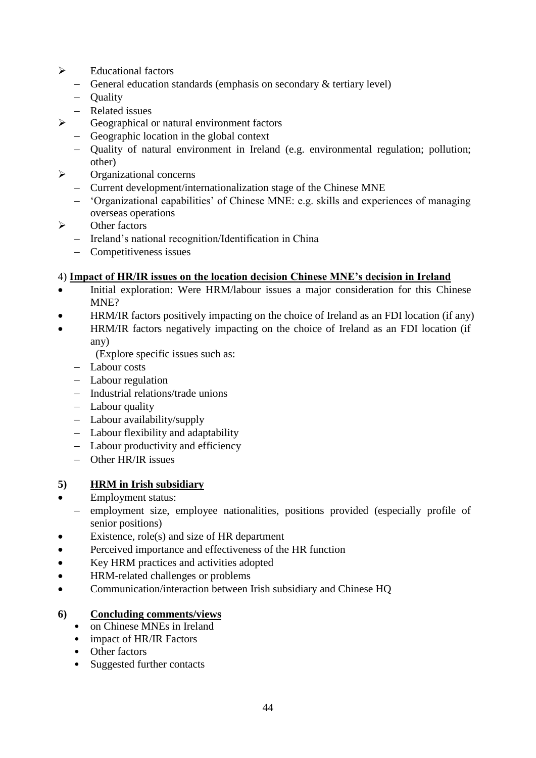- Educational factors
  - General education standards (emphasis on secondary & tertiary level)
  - Quality
  - Related issues
- Geographical or natural environment factors
  - Geographic location in the global context
  - Quality of natural environment in Ireland (e.g. environmental regulation; pollution; other)
- Organizational concerns
  - Current development/internationalization stage of the Chinese MNE
  - 'Organizational capabilities' of Chinese MNE: e.g. skills and experiences of managing overseas operations
- Other factors
  - Ireland's national recognition/Identification in China
  - Competitiveness issues

4) **Impact of HR/IR issues on the location decision Chinese MNE's decision in Ireland**

- Initial exploration: Were HRM/labour issues a major consideration for this Chinese MNE?
- HRM/IR factors positively impacting on the choice of Ireland as an FDI location (if any)
- HRM/IR factors negatively impacting on the choice of Ireland as an FDI location (if any)

  (Explore specific issues such as:
  - Labour costs
  - Labour regulation
  - Industrial relations/trade unions
  - Labour quality
  - Labour availability/supply
  - Labour flexibility and adaptability
  - Labour productivity and efficiency
  - Other HR/IR issues

**5) HRM in Irish subsidiary**

- Employment status:
  - employment size, employee nationalities, positions provided (especially profile of senior positions)
- Existence, role(s) and size of HR department
- Perceived importance and effectiveness of the HR function
- Key HRM practices and activities adopted
- HRM-related challenges or problems
- Communication/interaction between Irish subsidiary and Chinese HQ

**6) Concluding comments/views**

- on Chinese MNEs in Ireland
- impact of HR/IR Factors
- Other factors
- Suggested further contacts